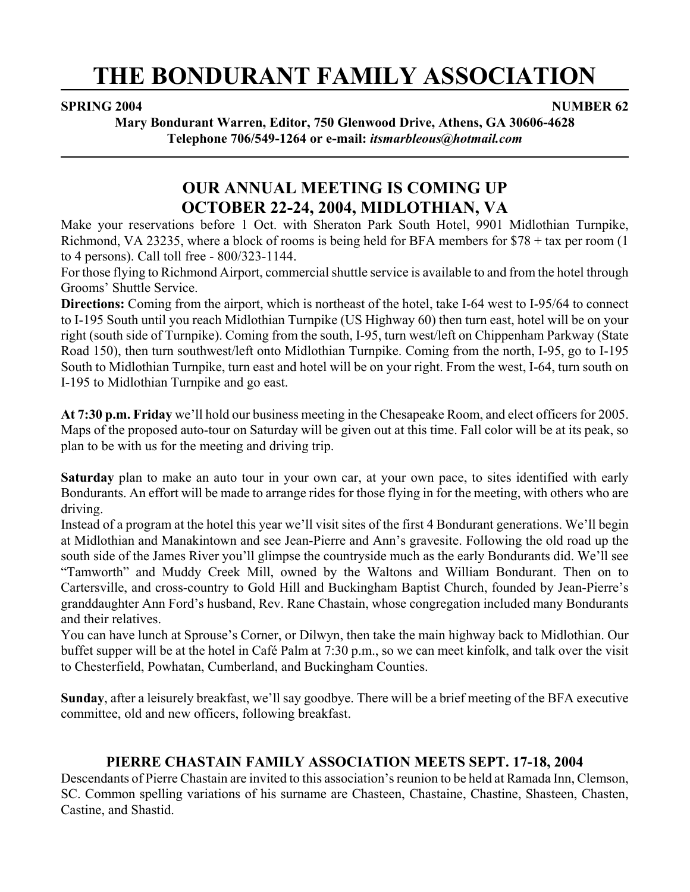# THE BONDURANT FAMILY ASSOCIATION

**SPRING 2004** **NUMBER 62**

**Mary Bondurant Warren, Editor, 750 Glenwood Drive, Athens, GA 30606-4628**
**Telephone 706/549-1264 or e-mail: *itsmarbleous@hotmail.com***

## OUR ANNUAL MEETING IS COMING UP
## OCTOBER 22-24, 2004, MIDLOTHIAN, VA

Make your reservations before 1 Oct. with Sheraton Park South Hotel, 9901 Midlothian Turnpike, Richmond, VA 23235, where a block of rooms is being held for BFA members for $78 + tax per room (1 to 4 persons). Call toll free - 800/323-1144.

For those flying to Richmond Airport, commercial shuttle service is available to and from the hotel through Grooms' Shuttle Service.

**Directions:** Coming from the airport, which is northeast of the hotel, take I-64 west to I-95/64 to connect to I-195 South until you reach Midlothian Turnpike (US Highway 60) then turn east, hotel will be on your right (south side of Turnpike). Coming from the south, I-95, turn west/left on Chippenham Parkway (State Road 150), then turn southwest/left onto Midlothian Turnpike. Coming from the north, I-95, go to I-195 South to Midlothian Turnpike, turn east and hotel will be on your right. From the west, I-64, turn south on I-195 to Midlothian Turnpike and go east.

**At 7:30 p.m. Friday** we'll hold our business meeting in the Chesapeake Room, and elect officers for 2005. Maps of the proposed auto-tour on Saturday will be given out at this time. Fall color will be at its peak, so plan to be with us for the meeting and driving trip.

**Saturday** plan to make an auto tour in your own car, at your own pace, to sites identified with early Bondurants. An effort will be made to arrange rides for those flying in for the meeting, with others who are driving.

Instead of a program at the hotel this year we'll visit sites of the first 4 Bondurant generations. We'll begin at Midlothian and Manakintown and see Jean-Pierre and Ann's gravesite. Following the old road up the south side of the James River you'll glimpse the countryside much as the early Bondurants did. We'll see "Tamworth" and Muddy Creek Mill, owned by the Waltons and William Bondurant. Then on to Cartersville, and cross-country to Gold Hill and Buckingham Baptist Church, founded by Jean-Pierre's granddaughter Ann Ford's husband, Rev. Rane Chastain, whose congregation included many Bondurants and their relatives.

You can have lunch at Sprouse's Corner, or Dilwyn, then take the main highway back to Midlothian. Our buffet supper will be at the hotel in Café Palm at 7:30 p.m., so we can meet kinfolk, and talk over the visit to Chesterfield, Powhatan, Cumberland, and Buckingham Counties.

**Sunday**, after a leisurely breakfast, we'll say goodbye. There will be a brief meeting of the BFA executive committee, old and new officers, following breakfast.

### PIERRE CHASTAIN FAMILY ASSOCIATION MEETS SEPT. 17-18, 2004

Descendants of Pierre Chastain are invited to this association's reunion to be held at Ramada Inn, Clemson, SC. Common spelling variations of his surname are Chasteen, Chastaine, Chastine, Shasteen, Chasten, Castine, and Shastid.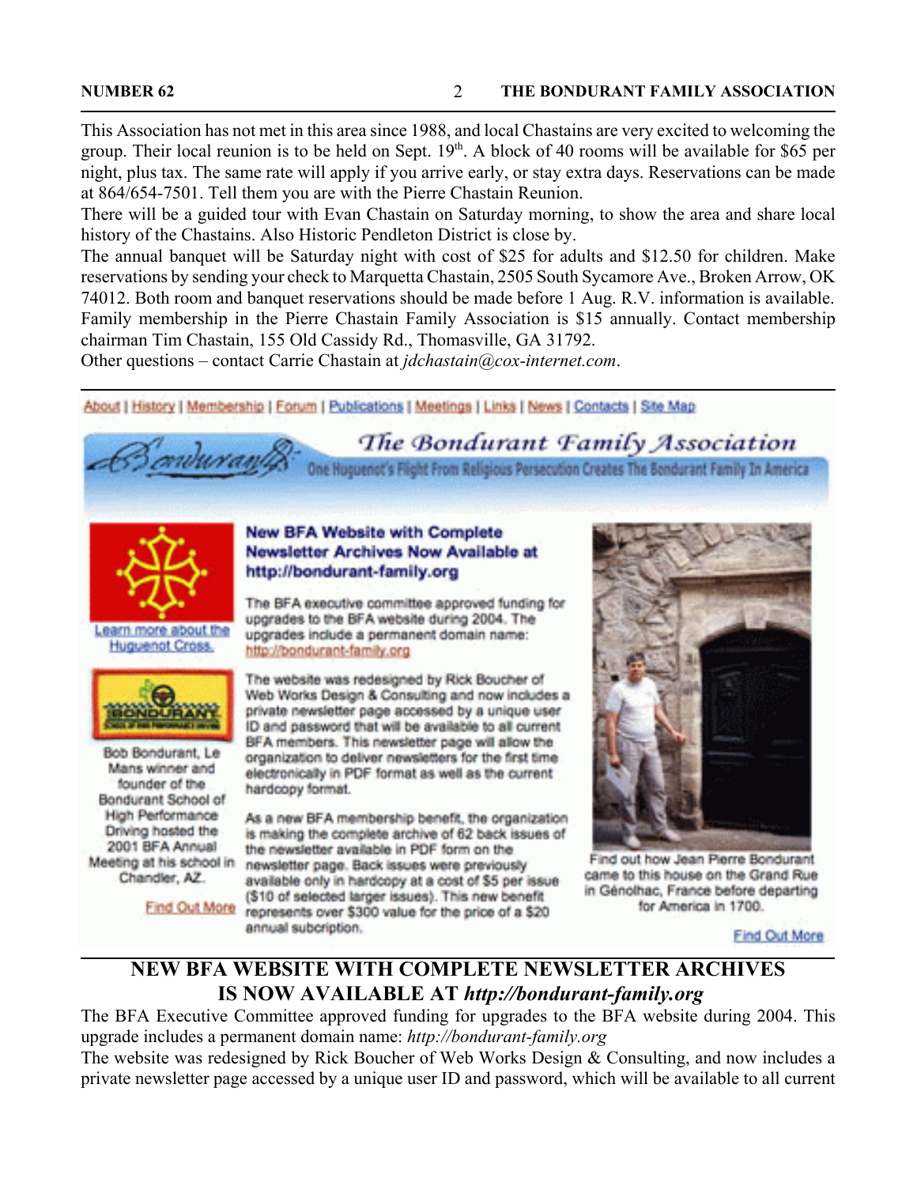This Association has not met in this area since 1988, and local Chastains are very excited to welcoming the group. Their local reunion is to be held on Sept. 19th. A block of 40 rooms will be available for $65 per night, plus tax. The same rate will apply if you arrive early, or stay extra days. Reservations can be made at 864/654-7501. Tell them you are with the Pierre Chastain Reunion.

There will be a guided tour with Evan Chastain on Saturday morning, to show the area and share local history of the Chastains. Also Historic Pendleton District is close by.

The annual banquet will be Saturday night with cost of $25 for adults and $12.50 for children. Make reservations by sending your check to Marquetta Chastain, 2505 South Sycamore Ave., Broken Arrow, OK 74012. Both room and banquet reservations should be made before 1 Aug. R.V. information is available. Family membership in the Pierre Chastain Family Association is $15 annually. Contact membership chairman Tim Chastain, 155 Old Cassidy Rd., Thomasville, GA 31792.

Other questions – contact Carrie Chastain at *jdchastain@cox-internet.com*.

---

About | History | Membership | Forum | Publications | Meetings | Links | News | Contacts | Site Map

**The Bondurant Family Association**

One Huguenot's Flight From Religious Persecution Creates The Bondurant Family In America

Learn more about the Huguenot Cross.

Bob Bondurant, Le Mans winner and founder of the Bondurant School of High Performance Driving hosted the 2001 BFA Annual Meeting at his school in Chandler, AZ.

Find Out More

**New BFA Website with Complete Newsletter Archives Now Available at http://bondurant-family.org**

The BFA executive committee approved funding for upgrades to the BFA website during 2004. The upgrades include a permanent domain name: http://bondurant-family.org

The website was redesigned by Rick Boucher of Web Works Design & Consulting and now includes a private newsletter page accessed by a unique user ID and password that will be available to all current BFA members. This newsletter page will allow the organization to deliver newsletters for the first time electronically in PDF format as well as the current hardcopy format.

As a new BFA membership benefit, the organization is making the complete archive of 62 back issues of the newsletter available in PDF form on the newsletter page. Back issues were previously available only in hardcopy at a cost of $5 per issue ($10 of selected larger issues). This new benefit represents over $300 value for the price of a $20 annual subcription.

Find out how Jean Pierre Bondurant came to this house on the Grand Rue in Génolhac, France before departing for America in 1700.

Find Out More

---

## NEW BFA WEBSITE WITH COMPLETE NEWSLETTER ARCHIVES IS NOW AVAILABLE AT *http://bondurant-family.org*

The BFA Executive Committee approved funding for upgrades to the BFA website during 2004. This upgrade includes a permanent domain name: *http://bondurant-family.org*

The website was redesigned by Rick Boucher of Web Works Design & Consulting, and now includes a private newsletter page accessed by a unique user ID and password, which will be available to all current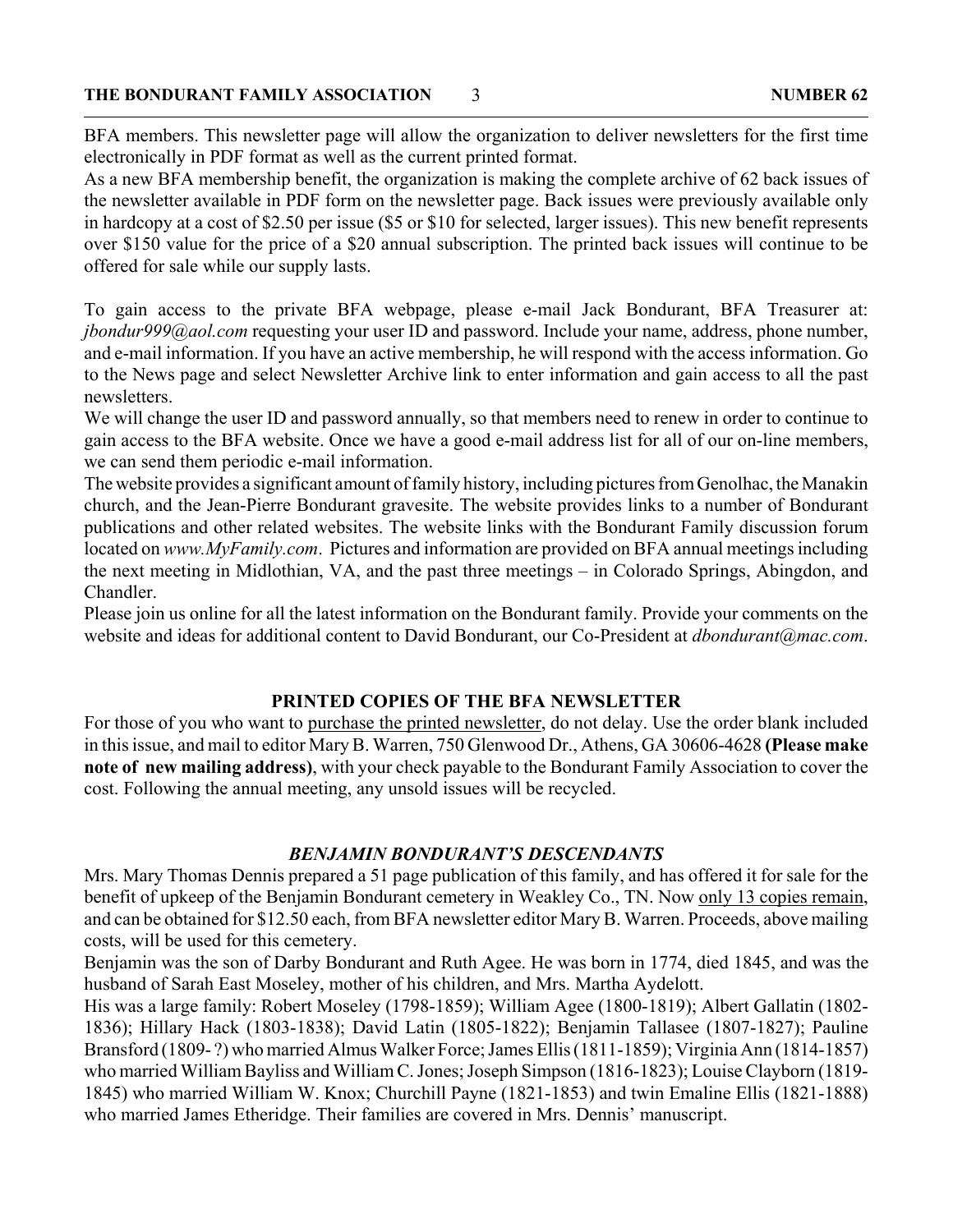BFA members. This newsletter page will allow the organization to deliver newsletters for the first time electronically in PDF format as well as the current printed format.

As a new BFA membership benefit, the organization is making the complete archive of 62 back issues of the newsletter available in PDF form on the newsletter page. Back issues were previously available only in hardcopy at a cost of $2.50 per issue ($5 or $10 for selected, larger issues). This new benefit represents over $150 value for the price of a $20 annual subscription. The printed back issues will continue to be offered for sale while our supply lasts.

To gain access to the private BFA webpage, please e-mail Jack Bondurant, BFA Treasurer at: *jbondur999@aol.com* requesting your user ID and password. Include your name, address, phone number, and e-mail information. If you have an active membership, he will respond with the access information. Go to the News page and select Newsletter Archive link to enter information and gain access to all the past newsletters.

We will change the user ID and password annually, so that members need to renew in order to continue to gain access to the BFA website. Once we have a good e-mail address list for all of our on-line members, we can send them periodic e-mail information.

The website provides a significant amount of family history, including pictures from Genolhac, the Manakin church, and the Jean-Pierre Bondurant gravesite. The website provides links to a number of Bondurant publications and other related websites. The website links with the Bondurant Family discussion forum located on *www.MyFamily.com*. Pictures and information are provided on BFA annual meetings including the next meeting in Midlothian, VA, and the past three meetings – in Colorado Springs, Abingdon, and Chandler.

Please join us online for all the latest information on the Bondurant family. Provide your comments on the website and ideas for additional content to David Bondurant, our Co-President at *dbondurant@mac.com*.

## PRINTED COPIES OF THE BFA NEWSLETTER

For those of you who want to purchase the printed newsletter, do not delay. Use the order blank included in this issue, and mail to editor Mary B. Warren, 750 Glenwood Dr., Athens, GA 30606-4628 **(Please make note of new mailing address)**, with your check payable to the Bondurant Family Association to cover the cost. Following the annual meeting, any unsold issues will be recycled.

## *BENJAMIN BONDURANT'S DESCENDANTS*

Mrs. Mary Thomas Dennis prepared a 51 page publication of this family, and has offered it for sale for the benefit of upkeep of the Benjamin Bondurant cemetery in Weakley Co., TN. Now only 13 copies remain, and can be obtained for $12.50 each, from BFA newsletter editor Mary B. Warren. Proceeds, above mailing costs, will be used for this cemetery.

Benjamin was the son of Darby Bondurant and Ruth Agee. He was born in 1774, died 1845, and was the husband of Sarah East Moseley, mother of his children, and Mrs. Martha Aydelott.

His was a large family: Robert Moseley (1798-1859); William Agee (1800-1819); Albert Gallatin (1802-1836); Hillary Hack (1803-1838); David Latin (1805-1822); Benjamin Tallasee (1807-1827); Pauline Bransford (1809- ?) who married Almus Walker Force; James Ellis (1811-1859); Virginia Ann (1814-1857) who married William Bayliss and William C. Jones; Joseph Simpson (1816-1823); Louise Clayborn (1819-1845) who married William W. Knox; Churchill Payne (1821-1853) and twin Emaline Ellis (1821-1888) who married James Etheridge. Their families are covered in Mrs. Dennis' manuscript.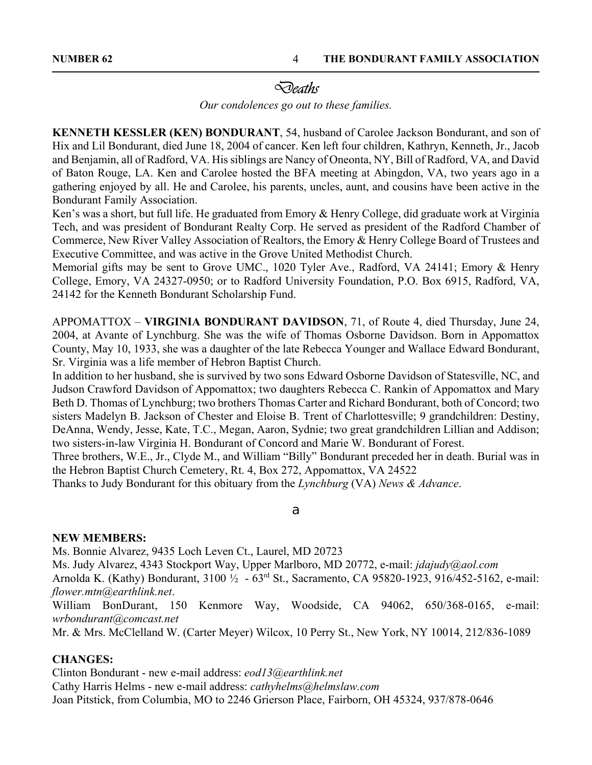# *Deaths*

*Our condolences go out to these families.*

**KENNETH KESSLER (KEN) BONDURANT**, 54, husband of Carolee Jackson Bondurant, and son of Hix and Lil Bondurant, died June 18, 2004 of cancer. Ken left four children, Kathryn, Kenneth, Jr., Jacob and Benjamin, all of Radford, VA. His siblings are Nancy of Oneonta, NY, Bill of Radford, VA, and David of Baton Rouge, LA. Ken and Carolee hosted the BFA meeting at Abingdon, VA, two years ago in a gathering enjoyed by all. He and Carolee, his parents, uncles, aunt, and cousins have been active in the Bondurant Family Association.

Ken's was a short, but full life. He graduated from Emory & Henry College, did graduate work at Virginia Tech, and was president of Bondurant Realty Corp. He served as president of the Radford Chamber of Commerce, New River Valley Association of Realtors, the Emory & Henry College Board of Trustees and Executive Committee, and was active in the Grove United Methodist Church.

Memorial gifts may be sent to Grove UMC., 1020 Tyler Ave., Radford, VA 24141; Emory & Henry College, Emory, VA 24327-0950; or to Radford University Foundation, P.O. Box 6915, Radford, VA, 24142 for the Kenneth Bondurant Scholarship Fund.

APPOMATTOX – **VIRGINIA BONDURANT DAVIDSON**, 71, of Route 4, died Thursday, June 24, 2004, at Avante of Lynchburg. She was the wife of Thomas Osborne Davidson. Born in Appomattox County, May 10, 1933, she was a daughter of the late Rebecca Younger and Wallace Edward Bondurant, Sr. Virginia was a life member of Hebron Baptist Church.

In addition to her husband, she is survived by two sons Edward Osborne Davidson of Statesville, NC, and Judson Crawford Davidson of Appomattox; two daughters Rebecca C. Rankin of Appomattox and Mary Beth D. Thomas of Lynchburg; two brothers Thomas Carter and Richard Bondurant, both of Concord; two sisters Madelyn B. Jackson of Chester and Eloise B. Trent of Charlottesville; 9 grandchildren: Destiny, DeAnna, Wendy, Jesse, Kate, T.C., Megan, Aaron, Sydnie; two great grandchildren Lillian and Addison; two sisters-in-law Virginia H. Bondurant of Concord and Marie W. Bondurant of Forest.

Three brothers, W.E., Jr., Clyde M., and William "Billy" Bondurant preceded her in death. Burial was in the Hebron Baptist Church Cemetery, Rt. 4, Box 272, Appomattox, VA 24522

Thanks to Judy Bondurant for this obituary from the *Lynchburg* (VA) *News & Advance*.

**NEW MEMBERS:**

Ms. Bonnie Alvarez, 9435 Loch Leven Ct., Laurel, MD 20723

Ms. Judy Alvarez, 4343 Stockport Way, Upper Marlboro, MD 20772, e-mail: *jdajudy@aol.com*

Arnolda K. (Kathy) Bondurant, 3100 ½ - 63rd St., Sacramento, CA 95820-1923, 916/452-5162, e-mail: *flower.mtn@earthlink.net*.

William BonDurant, 150 Kenmore Way, Woodside, CA 94062, 650/368-0165, e-mail: *wrbondurant@comcast.net*

Mr. & Mrs. McClelland W. (Carter Meyer) Wilcox, 10 Perry St., New York, NY 10014, 212/836-1089

**CHANGES:**

Clinton Bondurant - new e-mail address: *eod13@earthlink.net*

Cathy Harris Helms - new e-mail address: *cathyhelms@helmslaw.com*

Joan Pitstick, from Columbia, MO to 2246 Grierson Place, Fairborn, OH 45324, 937/878-0646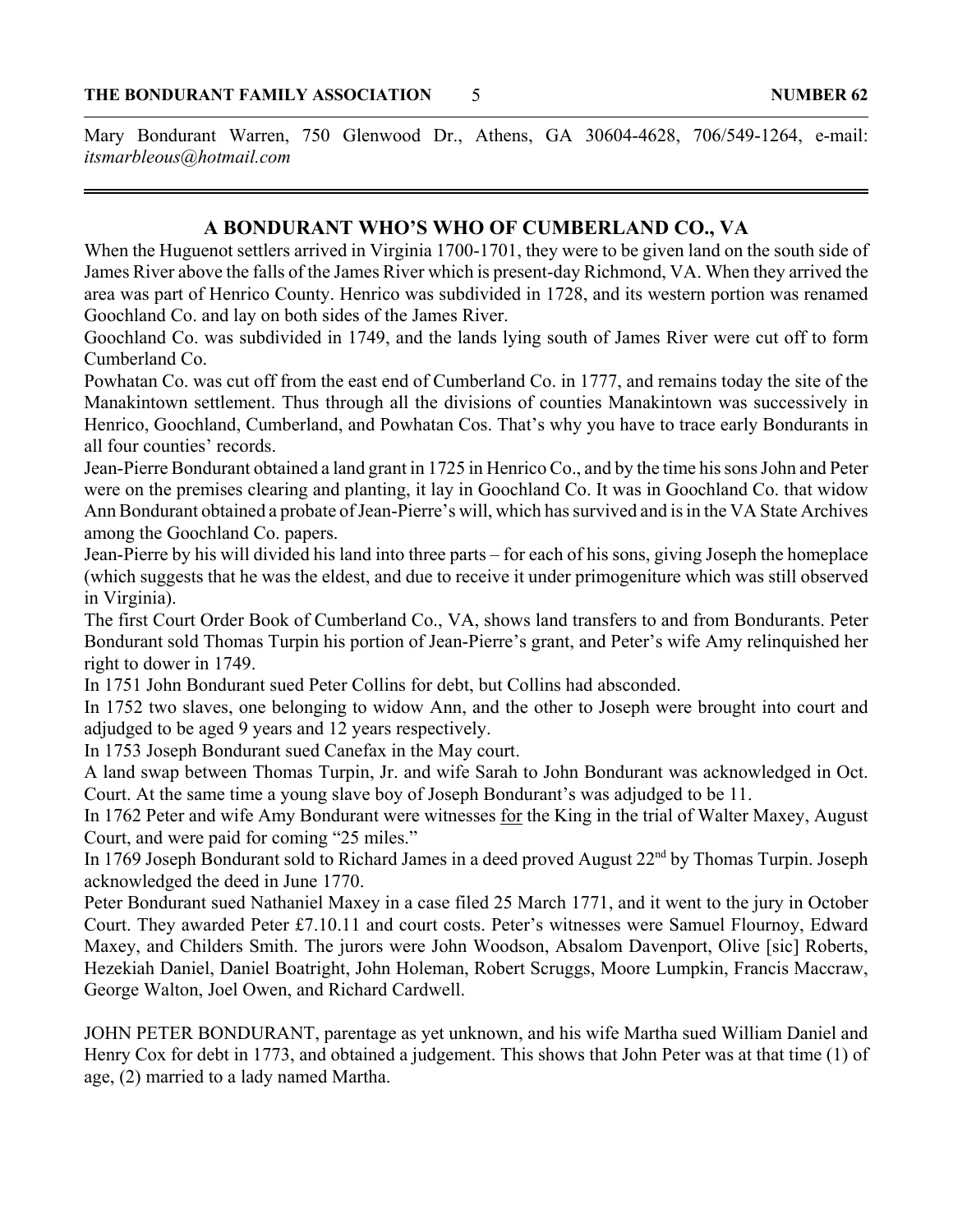Mary Bondurant Warren, 750 Glenwood Dr., Athens, GA 30604-4628, 706/549-1264, e-mail: *itsmarbleous@hotmail.com*

---

## A BONDURANT WHO'S WHO OF CUMBERLAND CO., VA

When the Huguenot settlers arrived in Virginia 1700-1701, they were to be given land on the south side of James River above the falls of the James River which is present-day Richmond, VA. When they arrived the area was part of Henrico County. Henrico was subdivided in 1728, and its western portion was renamed Goochland Co. and lay on both sides of the James River.

Goochland Co. was subdivided in 1749, and the lands lying south of James River were cut off to form Cumberland Co.

Powhatan Co. was cut off from the east end of Cumberland Co. in 1777, and remains today the site of the Manakintown settlement. Thus through all the divisions of counties Manakintown was successively in Henrico, Goochland, Cumberland, and Powhatan Cos. That's why you have to trace early Bondurants in all four counties' records.

Jean-Pierre Bondurant obtained a land grant in 1725 in Henrico Co., and by the time his sons John and Peter were on the premises clearing and planting, it lay in Goochland Co. It was in Goochland Co. that widow Ann Bondurant obtained a probate of Jean-Pierre's will, which has survived and is in the VA State Archives among the Goochland Co. papers.

Jean-Pierre by his will divided his land into three parts – for each of his sons, giving Joseph the homeplace (which suggests that he was the eldest, and due to receive it under primogeniture which was still observed in Virginia).

The first Court Order Book of Cumberland Co., VA, shows land transfers to and from Bondurants. Peter Bondurant sold Thomas Turpin his portion of Jean-Pierre's grant, and Peter's wife Amy relinquished her right to dower in 1749.

In 1751 John Bondurant sued Peter Collins for debt, but Collins had absconded.

In 1752 two slaves, one belonging to widow Ann, and the other to Joseph were brought into court and adjudged to be aged 9 years and 12 years respectively.

In 1753 Joseph Bondurant sued Canefax in the May court.

A land swap between Thomas Turpin, Jr. and wife Sarah to John Bondurant was acknowledged in Oct. Court. At the same time a young slave boy of Joseph Bondurant's was adjudged to be 11.

In 1762 Peter and wife Amy Bondurant were witnesses <u>for</u> the King in the trial of Walter Maxey, August Court, and were paid for coming "25 miles."

In 1769 Joseph Bondurant sold to Richard James in a deed proved August 22nd by Thomas Turpin. Joseph acknowledged the deed in June 1770.

Peter Bondurant sued Nathaniel Maxey in a case filed 25 March 1771, and it went to the jury in October Court. They awarded Peter £7.10.11 and court costs. Peter's witnesses were Samuel Flournoy, Edward Maxey, and Childers Smith. The jurors were John Woodson, Absalom Davenport, Olive [sic] Roberts, Hezekiah Daniel, Daniel Boatright, John Holeman, Robert Scruggs, Moore Lumpkin, Francis Maccraw, George Walton, Joel Owen, and Richard Cardwell.

JOHN PETER BONDURANT, parentage as yet unknown, and his wife Martha sued William Daniel and Henry Cox for debt in 1773, and obtained a judgement. This shows that John Peter was at that time (1) of age, (2) married to a lady named Martha.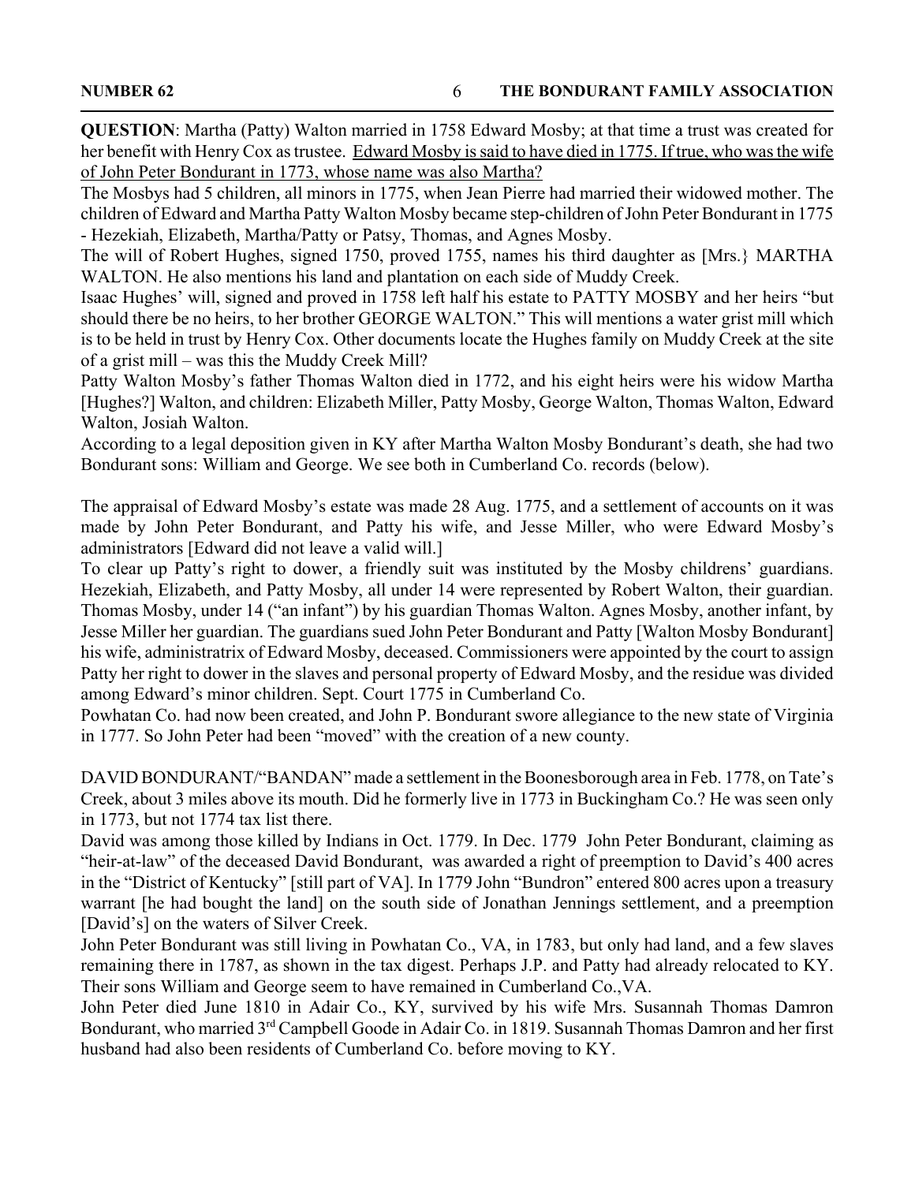**QUESTION**: Martha (Patty) Walton married in 1758 Edward Mosby; at that time a trust was created for her benefit with Henry Cox as trustee. <u>Edward Mosby is said to have died in 1775. If true, who was the wife of John Peter Bondurant in 1773, whose name was also Martha?</u>

The Mosbys had 5 children, all minors in 1775, when Jean Pierre had married their widowed mother. The children of Edward and Martha Patty Walton Mosby became step-children of John Peter Bondurant in 1775 - Hezekiah, Elizabeth, Martha/Patty or Patsy, Thomas, and Agnes Mosby.

The will of Robert Hughes, signed 1750, proved 1755, names his third daughter as [Mrs.} MARTHA WALTON. He also mentions his land and plantation on each side of Muddy Creek.

Isaac Hughes' will, signed and proved in 1758 left half his estate to PATTY MOSBY and her heirs "but should there be no heirs, to her brother GEORGE WALTON." This will mentions a water grist mill which is to be held in trust by Henry Cox. Other documents locate the Hughes family on Muddy Creek at the site of a grist mill – was this the Muddy Creek Mill?

Patty Walton Mosby's father Thomas Walton died in 1772, and his eight heirs were his widow Martha [Hughes?] Walton, and children: Elizabeth Miller, Patty Mosby, George Walton, Thomas Walton, Edward Walton, Josiah Walton.

According to a legal deposition given in KY after Martha Walton Mosby Bondurant's death, she had two Bondurant sons: William and George. We see both in Cumberland Co. records (below).

The appraisal of Edward Mosby's estate was made 28 Aug. 1775, and a settlement of accounts on it was made by John Peter Bondurant, and Patty his wife, and Jesse Miller, who were Edward Mosby's administrators [Edward did not leave a valid will.]

To clear up Patty's right to dower, a friendly suit was instituted by the Mosby childrens' guardians. Hezekiah, Elizabeth, and Patty Mosby, all under 14 were represented by Robert Walton, their guardian. Thomas Mosby, under 14 ("an infant") by his guardian Thomas Walton. Agnes Mosby, another infant, by Jesse Miller her guardian. The guardians sued John Peter Bondurant and Patty [Walton Mosby Bondurant] his wife, administratrix of Edward Mosby, deceased. Commissioners were appointed by the court to assign Patty her right to dower in the slaves and personal property of Edward Mosby, and the residue was divided among Edward's minor children. Sept. Court 1775 in Cumberland Co.

Powhatan Co. had now been created, and John P. Bondurant swore allegiance to the new state of Virginia in 1777. So John Peter had been "moved" with the creation of a new county.

DAVID BONDURANT/"BANDAN" made a settlement in the Boonesborough area in Feb. 1778, on Tate's Creek, about 3 miles above its mouth. Did he formerly live in 1773 in Buckingham Co.? He was seen only in 1773, but not 1774 tax list there.

David was among those killed by Indians in Oct. 1779. In Dec. 1779 John Peter Bondurant, claiming as "heir-at-law" of the deceased David Bondurant, was awarded a right of preemption to David's 400 acres in the "District of Kentucky" [still part of VA]. In 1779 John "Bundron" entered 800 acres upon a treasury warrant [he had bought the land] on the south side of Jonathan Jennings settlement, and a preemption [David's] on the waters of Silver Creek.

John Peter Bondurant was still living in Powhatan Co., VA, in 1783, but only had land, and a few slaves remaining there in 1787, as shown in the tax digest. Perhaps J.P. and Patty had already relocated to KY. Their sons William and George seem to have remained in Cumberland Co.,VA.

John Peter died June 1810 in Adair Co., KY, survived by his wife Mrs. Susannah Thomas Damron Bondurant, who married 3rd Campbell Goode in Adair Co. in 1819. Susannah Thomas Damron and her first husband had also been residents of Cumberland Co. before moving to KY.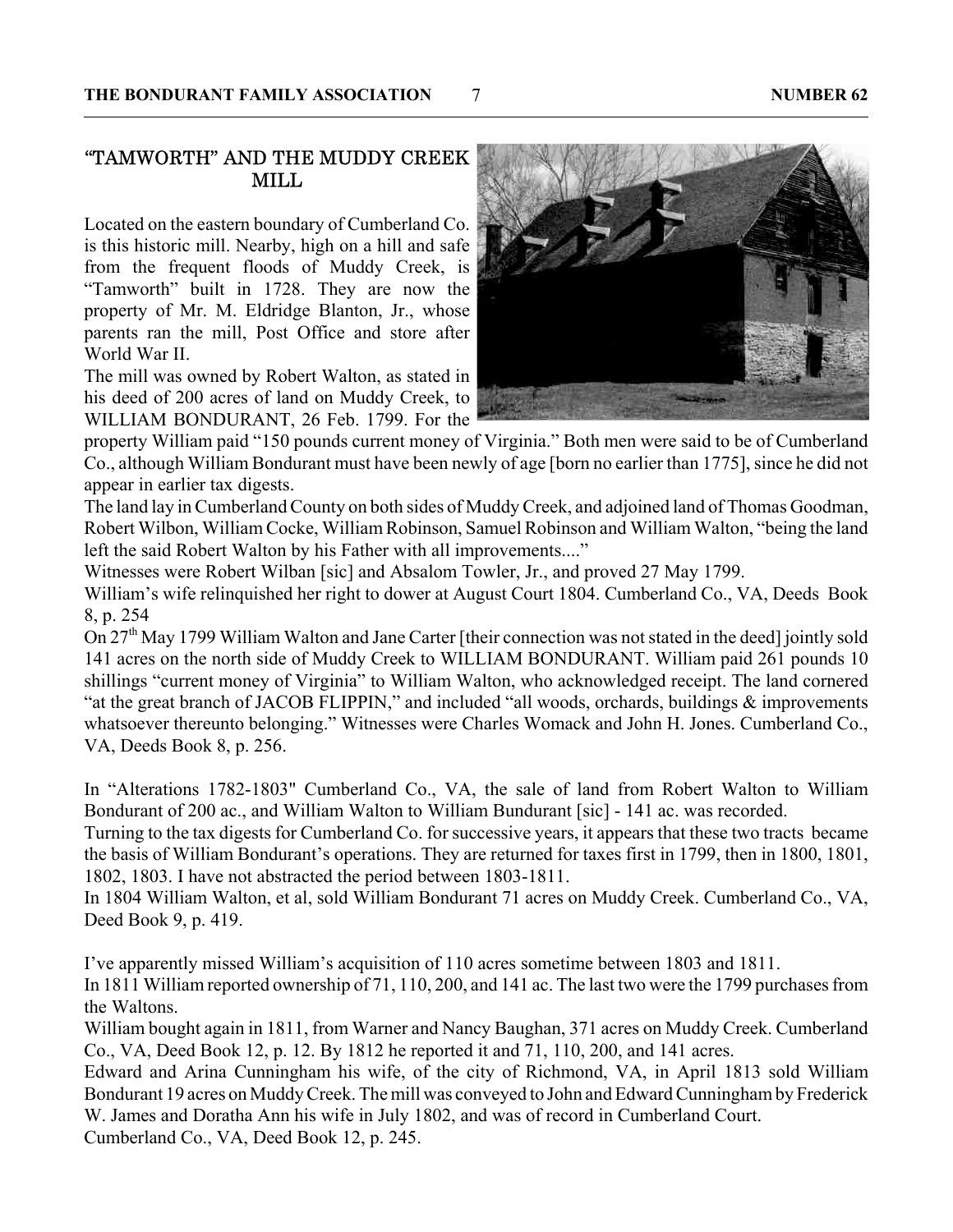## "TAMWORTH" AND THE MUDDY CREEK MILL

Located on the eastern boundary of Cumberland Co. is this historic mill. Nearby, high on a hill and safe from the frequent floods of Muddy Creek, is "Tamworth" built in 1728. They are now the property of Mr. M. Eldridge Blanton, Jr., whose parents ran the mill, Post Office and store after World War II.

The mill was owned by Robert Walton, as stated in his deed of 200 acres of land on Muddy Creek, to WILLIAM BONDURANT, 26 Feb. 1799. For the property William paid "150 pounds current money of Virginia." Both men were said to be of Cumberland Co., although William Bondurant must have been newly of age [born no earlier than 1775], since he did not appear in earlier tax digests.

The land lay in Cumberland County on both sides of Muddy Creek, and adjoined land of Thomas Goodman, Robert Wilbon, William Cocke, William Robinson, Samuel Robinson and William Walton, "being the land left the said Robert Walton by his Father with all improvements...."

Witnesses were Robert Wilban [sic] and Absalom Towler, Jr., and proved 27 May 1799.

William's wife relinquished her right to dower at August Court 1804. Cumberland Co., VA, Deeds Book 8, p. 254

On 27th May 1799 William Walton and Jane Carter [their connection was not stated in the deed] jointly sold 141 acres on the north side of Muddy Creek to WILLIAM BONDURANT. William paid 261 pounds 10 shillings "current money of Virginia" to William Walton, who acknowledged receipt. The land cornered "at the great branch of JACOB FLIPPIN," and included "all woods, orchards, buildings & improvements whatsoever thereunto belonging." Witnesses were Charles Womack and John H. Jones. Cumberland Co., VA, Deeds Book 8, p. 256.

In "Alterations 1782-1803" Cumberland Co., VA, the sale of land from Robert Walton to William Bondurant of 200 ac., and William Walton to William Bundurant [sic] - 141 ac. was recorded.

Turning to the tax digests for Cumberland Co. for successive years, it appears that these two tracts became the basis of William Bondurant's operations. They are returned for taxes first in 1799, then in 1800, 1801, 1802, 1803. I have not abstracted the period between 1803-1811.

In 1804 William Walton, et al, sold William Bondurant 71 acres on Muddy Creek. Cumberland Co., VA, Deed Book 9, p. 419.

I've apparently missed William's acquisition of 110 acres sometime between 1803 and 1811.

In 1811 William reported ownership of 71, 110, 200, and 141 ac. The last two were the 1799 purchases from the Waltons.

William bought again in 1811, from Warner and Nancy Baughan, 371 acres on Muddy Creek. Cumberland Co., VA, Deed Book 12, p. 12. By 1812 he reported it and 71, 110, 200, and 141 acres.

Edward and Arina Cunningham his wife, of the city of Richmond, VA, in April 1813 sold William Bondurant 19 acres on Muddy Creek. The mill was conveyed to John and Edward Cunningham by Frederick W. James and Doratha Ann his wife in July 1802, and was of record in Cumberland Court.

Cumberland Co., VA, Deed Book 12, p. 245.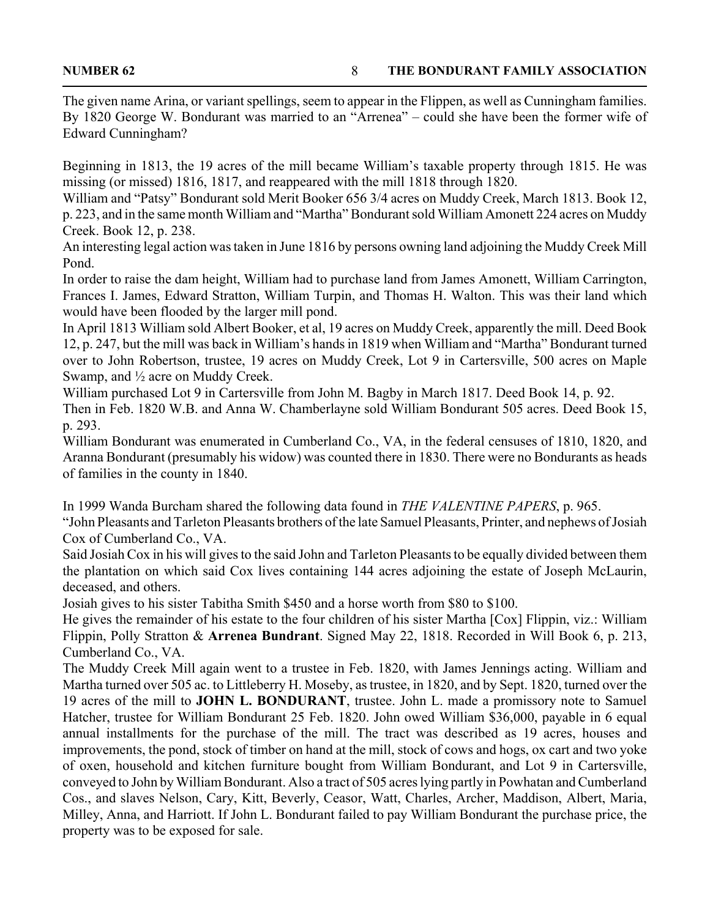The given name Arina, or variant spellings, seem to appear in the Flippen, as well as Cunningham families. By 1820 George W. Bondurant was married to an "Arrenea" – could she have been the former wife of Edward Cunningham?

Beginning in 1813, the 19 acres of the mill became William's taxable property through 1815. He was missing (or missed) 1816, 1817, and reappeared with the mill 1818 through 1820.

William and "Patsy" Bondurant sold Merit Booker 656 3/4 acres on Muddy Creek, March 1813. Book 12, p. 223, and in the same month William and "Martha" Bondurant sold William Amonett 224 acres on Muddy Creek. Book 12, p. 238.

An interesting legal action was taken in June 1816 by persons owning land adjoining the Muddy Creek Mill Pond.

In order to raise the dam height, William had to purchase land from James Amonett, William Carrington, Frances I. James, Edward Stratton, William Turpin, and Thomas H. Walton. This was their land which would have been flooded by the larger mill pond.

In April 1813 William sold Albert Booker, et al, 19 acres on Muddy Creek, apparently the mill. Deed Book 12, p. 247, but the mill was back in William's hands in 1819 when William and "Martha" Bondurant turned over to John Robertson, trustee, 19 acres on Muddy Creek, Lot 9 in Cartersville, 500 acres on Maple Swamp, and ½ acre on Muddy Creek.

William purchased Lot 9 in Cartersville from John M. Bagby in March 1817. Deed Book 14, p. 92.

Then in Feb. 1820 W.B. and Anna W. Chamberlayne sold William Bondurant 505 acres. Deed Book 15, p. 293.

William Bondurant was enumerated in Cumberland Co., VA, in the federal censuses of 1810, 1820, and Aranna Bondurant (presumably his widow) was counted there in 1830. There were no Bondurants as heads of families in the county in 1840.

In 1999 Wanda Burcham shared the following data found in *THE VALENTINE PAPERS*, p. 965.

"John Pleasants and Tarleton Pleasants brothers of the late Samuel Pleasants, Printer, and nephews of Josiah Cox of Cumberland Co., VA.

Said Josiah Cox in his will gives to the said John and Tarleton Pleasants to be equally divided between them the plantation on which said Cox lives containing 144 acres adjoining the estate of Joseph McLaurin, deceased, and others.

Josiah gives to his sister Tabitha Smith $450 and a horse worth from $80 to $100.

He gives the remainder of his estate to the four children of his sister Martha [Cox] Flippin, viz.: William Flippin, Polly Stratton & **Arrenea Bundrant**. Signed May 22, 1818. Recorded in Will Book 6, p. 213, Cumberland Co., VA.

The Muddy Creek Mill again went to a trustee in Feb. 1820, with James Jennings acting. William and Martha turned over 505 ac. to Littleberry H. Moseby, as trustee, in 1820, and by Sept. 1820, turned over the 19 acres of the mill to **JOHN L. BONDURANT**, trustee. John L. made a promissory note to Samuel Hatcher, trustee for William Bondurant 25 Feb. 1820. John owed William $36,000, payable in 6 equal annual installments for the purchase of the mill. The tract was described as 19 acres, houses and improvements, the pond, stock of timber on hand at the mill, stock of cows and hogs, ox cart and two yoke of oxen, household and kitchen furniture bought from William Bondurant, and Lot 9 in Cartersville, conveyed to John by William Bondurant. Also a tract of 505 acres lying partly in Powhatan and Cumberland Cos., and slaves Nelson, Cary, Kitt, Beverly, Ceasor, Watt, Charles, Archer, Maddison, Albert, Maria, Milley, Anna, and Harriott. If John L. Bondurant failed to pay William Bondurant the purchase price, the property was to be exposed for sale.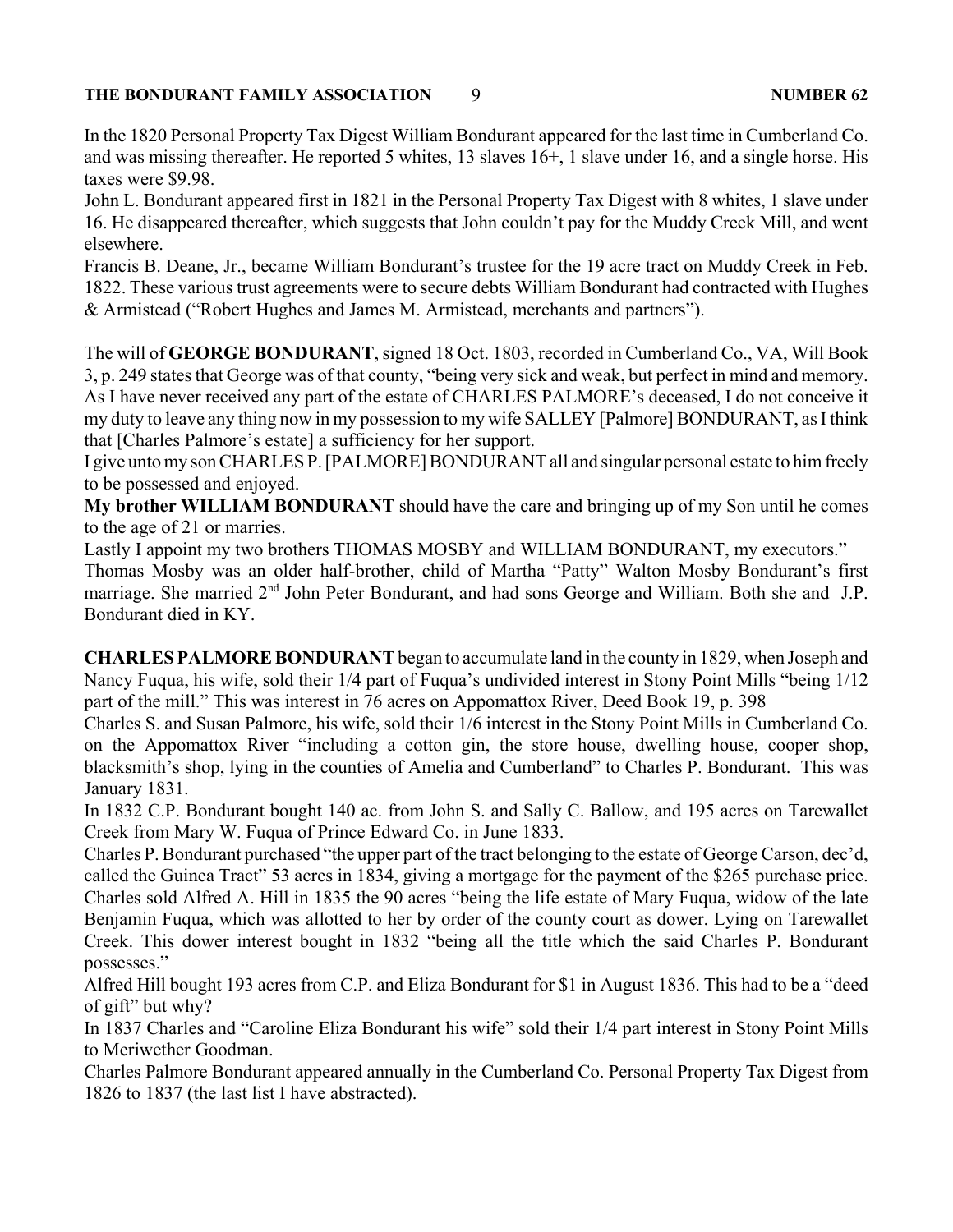In the 1820 Personal Property Tax Digest William Bondurant appeared for the last time in Cumberland Co. and was missing thereafter. He reported 5 whites, 13 slaves 16+, 1 slave under 16, and a single horse. His taxes were $9.98.

John L. Bondurant appeared first in 1821 in the Personal Property Tax Digest with 8 whites, 1 slave under 16. He disappeared thereafter, which suggests that John couldn't pay for the Muddy Creek Mill, and went elsewhere.

Francis B. Deane, Jr., became William Bondurant's trustee for the 19 acre tract on Muddy Creek in Feb. 1822. These various trust agreements were to secure debts William Bondurant had contracted with Hughes & Armistead ("Robert Hughes and James M. Armistead, merchants and partners").

The will of **GEORGE BONDURANT**, signed 18 Oct. 1803, recorded in Cumberland Co., VA, Will Book 3, p. 249 states that George was of that county, "being very sick and weak, but perfect in mind and memory. As I have never received any part of the estate of CHARLES PALMORE's deceased, I do not conceive it my duty to leave any thing now in my possession to my wife SALLEY [Palmore] BONDURANT, as I think that [Charles Palmore's estate] a sufficiency for her support.

I give unto my son CHARLES P. [PALMORE] BONDURANT all and singular personal estate to him freely to be possessed and enjoyed.

**My brother WILLIAM BONDURANT** should have the care and bringing up of my Son until he comes to the age of 21 or marries.

Lastly I appoint my two brothers THOMAS MOSBY and WILLIAM BONDURANT, my executors."

Thomas Mosby was an older half-brother, child of Martha "Patty" Walton Mosby Bondurant's first marriage. She married 2nd John Peter Bondurant, and had sons George and William. Both she and J.P. Bondurant died in KY.

**CHARLES PALMORE BONDURANT** began to accumulate land in the county in 1829, when Joseph and Nancy Fuqua, his wife, sold their 1/4 part of Fuqua's undivided interest in Stony Point Mills "being 1/12 part of the mill." This was interest in 76 acres on Appomattox River, Deed Book 19, p. 398

Charles S. and Susan Palmore, his wife, sold their 1/6 interest in the Stony Point Mills in Cumberland Co. on the Appomattox River "including a cotton gin, the store house, dwelling house, cooper shop, blacksmith's shop, lying in the counties of Amelia and Cumberland" to Charles P. Bondurant. This was January 1831.

In 1832 C.P. Bondurant bought 140 ac. from John S. and Sally C. Ballow, and 195 acres on Tarewallet Creek from Mary W. Fuqua of Prince Edward Co. in June 1833.

Charles P. Bondurant purchased "the upper part of the tract belonging to the estate of George Carson, dec'd, called the Guinea Tract" 53 acres in 1834, giving a mortgage for the payment of the $265 purchase price.

Charles sold Alfred A. Hill in 1835 the 90 acres "being the life estate of Mary Fuqua, widow of the late Benjamin Fuqua, which was allotted to her by order of the county court as dower. Lying on Tarewallet Creek. This dower interest bought in 1832 "being all the title which the said Charles P. Bondurant possesses."

Alfred Hill bought 193 acres from C.P. and Eliza Bondurant for $1 in August 1836. This had to be a "deed of gift" but why?

In 1837 Charles and "Caroline Eliza Bondurant his wife" sold their 1/4 part interest in Stony Point Mills to Meriwether Goodman.

Charles Palmore Bondurant appeared annually in the Cumberland Co. Personal Property Tax Digest from 1826 to 1837 (the last list I have abstracted).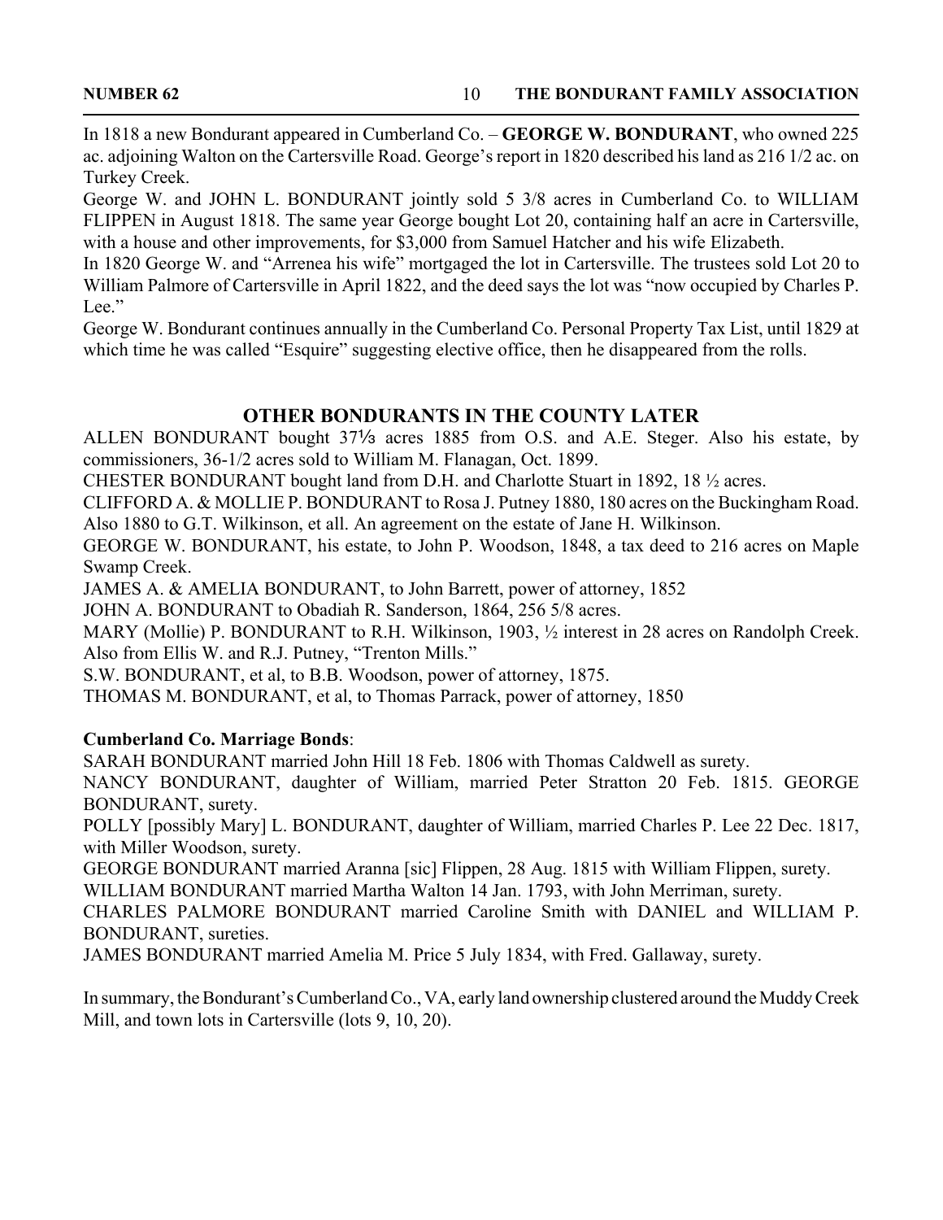In 1818 a new Bondurant appeared in Cumberland Co. – **GEORGE W. BONDURANT**, who owned 225 ac. adjoining Walton on the Cartersville Road. George's report in 1820 described his land as 216 1/2 ac. on Turkey Creek.

George W. and JOHN L. BONDURANT jointly sold 5 3/8 acres in Cumberland Co. to WILLIAM FLIPPEN in August 1818. The same year George bought Lot 20, containing half an acre in Cartersville, with a house and other improvements, for $3,000 from Samuel Hatcher and his wife Elizabeth.

In 1820 George W. and "Arrenea his wife" mortgaged the lot in Cartersville. The trustees sold Lot 20 to William Palmore of Cartersville in April 1822, and the deed says the lot was "now occupied by Charles P. Lee."

George W. Bondurant continues annually in the Cumberland Co. Personal Property Tax List, until 1829 at which time he was called "Esquire" suggesting elective office, then he disappeared from the rolls.

## OTHER BONDURANTS IN THE COUNTY LATER

ALLEN BONDURANT bought 37⅓ acres 1885 from O.S. and A.E. Steger. Also his estate, by commissioners, 36-1/2 acres sold to William M. Flanagan, Oct. 1899.

CHESTER BONDURANT bought land from D.H. and Charlotte Stuart in 1892, 18 ½ acres.

CLIFFORD A. & MOLLIE P. BONDURANT to Rosa J. Putney 1880, 180 acres on the Buckingham Road. Also 1880 to G.T. Wilkinson, et all. An agreement on the estate of Jane H. Wilkinson.

GEORGE W. BONDURANT, his estate, to John P. Woodson, 1848, a tax deed to 216 acres on Maple Swamp Creek.

JAMES A. & AMELIA BONDURANT, to John Barrett, power of attorney, 1852

JOHN A. BONDURANT to Obadiah R. Sanderson, 1864, 256 5/8 acres.

MARY (Mollie) P. BONDURANT to R.H. Wilkinson, 1903, ½ interest in 28 acres on Randolph Creek. Also from Ellis W. and R.J. Putney, "Trenton Mills."

S.W. BONDURANT, et al, to B.B. Woodson, power of attorney, 1875.

THOMAS M. BONDURANT, et al, to Thomas Parrack, power of attorney, 1850

**Cumberland Co. Marriage Bonds**:

SARAH BONDURANT married John Hill 18 Feb. 1806 with Thomas Caldwell as surety.

NANCY BONDURANT, daughter of William, married Peter Stratton 20 Feb. 1815. GEORGE BONDURANT, surety.

POLLY [possibly Mary] L. BONDURANT, daughter of William, married Charles P. Lee 22 Dec. 1817, with Miller Woodson, surety.

GEORGE BONDURANT married Aranna [sic] Flippen, 28 Aug. 1815 with William Flippen, surety.

WILLIAM BONDURANT married Martha Walton 14 Jan. 1793, with John Merriman, surety.

CHARLES PALMORE BONDURANT married Caroline Smith with DANIEL and WILLIAM P. BONDURANT, sureties.

JAMES BONDURANT married Amelia M. Price 5 July 1834, with Fred. Gallaway, surety.

In summary, the Bondurant's Cumberland Co., VA, early land ownership clustered around the Muddy Creek Mill, and town lots in Cartersville (lots 9, 10, 20).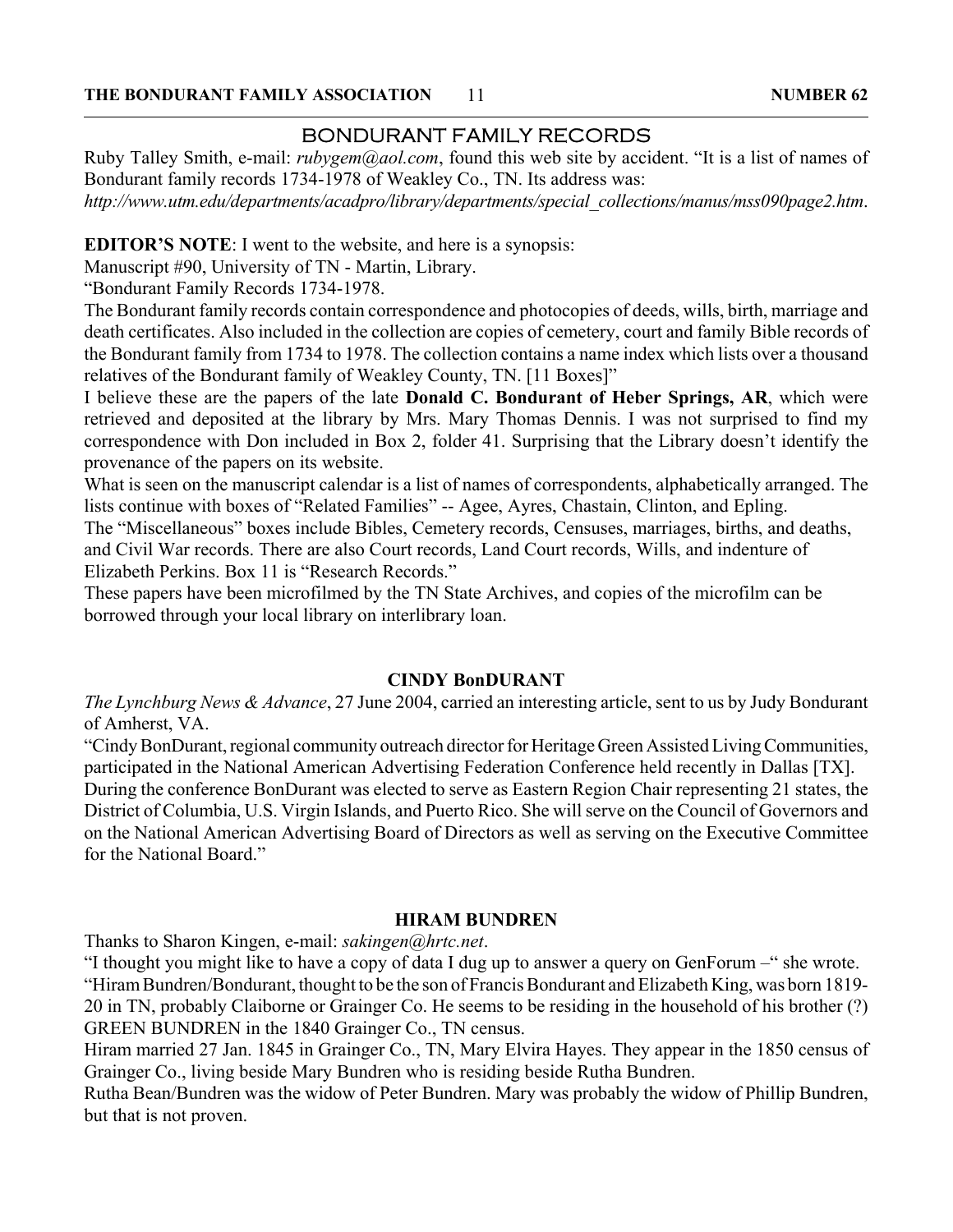## BONDURANT FAMILY RECORDS

Ruby Talley Smith, e-mail: *rubygem@aol.com*, found this web site by accident. "It is a list of names of Bondurant family records 1734-1978 of Weakley Co., TN. Its address was: *http://www.utm.edu/departments/acadpro/library/departments/special_collections/manus/mss090page2.htm*.

**EDITOR'S NOTE**: I went to the website, and here is a synopsis:

Manuscript #90, University of TN - Martin, Library.

"Bondurant Family Records 1734-1978.

The Bondurant family records contain correspondence and photocopies of deeds, wills, birth, marriage and death certificates. Also included in the collection are copies of cemetery, court and family Bible records of the Bondurant family from 1734 to 1978. The collection contains a name index which lists over a thousand relatives of the Bondurant family of Weakley County, TN. [11 Boxes]"

I believe these are the papers of the late **Donald C. Bondurant of Heber Springs, AR**, which were retrieved and deposited at the library by Mrs. Mary Thomas Dennis. I was not surprised to find my correspondence with Don included in Box 2, folder 41. Surprising that the Library doesn't identify the provenance of the papers on its website.

What is seen on the manuscript calendar is a list of names of correspondents, alphabetically arranged. The lists continue with boxes of "Related Families" -- Agee, Ayres, Chastain, Clinton, and Epling.

The "Miscellaneous" boxes include Bibles, Cemetery records, Censuses, marriages, births, and deaths, and Civil War records. There are also Court records, Land Court records, Wills, and indenture of Elizabeth Perkins. Box 11 is "Research Records."

These papers have been microfilmed by the TN State Archives, and copies of the microfilm can be borrowed through your local library on interlibrary loan.

### CINDY BonDURANT

*The Lynchburg News & Advance*, 27 June 2004, carried an interesting article, sent to us by Judy Bondurant of Amherst, VA.

"Cindy BonDurant, regional community outreach director for Heritage Green Assisted Living Communities, participated in the National American Advertising Federation Conference held recently in Dallas [TX]. During the conference BonDurant was elected to serve as Eastern Region Chair representing 21 states, the District of Columbia, U.S. Virgin Islands, and Puerto Rico. She will serve on the Council of Governors and on the National American Advertising Board of Directors as well as serving on the Executive Committee for the National Board."

### HIRAM BUNDREN

Thanks to Sharon Kingen, e-mail: *sakingen@hrtc.net*.

"I thought you might like to have a copy of data I dug up to answer a query on GenForum –" she wrote.

"Hiram Bundren/Bondurant, thought to be the son of Francis Bondurant and Elizabeth King, was born 1819-20 in TN, probably Claiborne or Grainger Co. He seems to be residing in the household of his brother (?) GREEN BUNDREN in the 1840 Grainger Co., TN census.

Hiram married 27 Jan. 1845 in Grainger Co., TN, Mary Elvira Hayes. They appear in the 1850 census of Grainger Co., living beside Mary Bundren who is residing beside Rutha Bundren.

Rutha Bean/Bundren was the widow of Peter Bundren. Mary was probably the widow of Phillip Bundren, but that is not proven.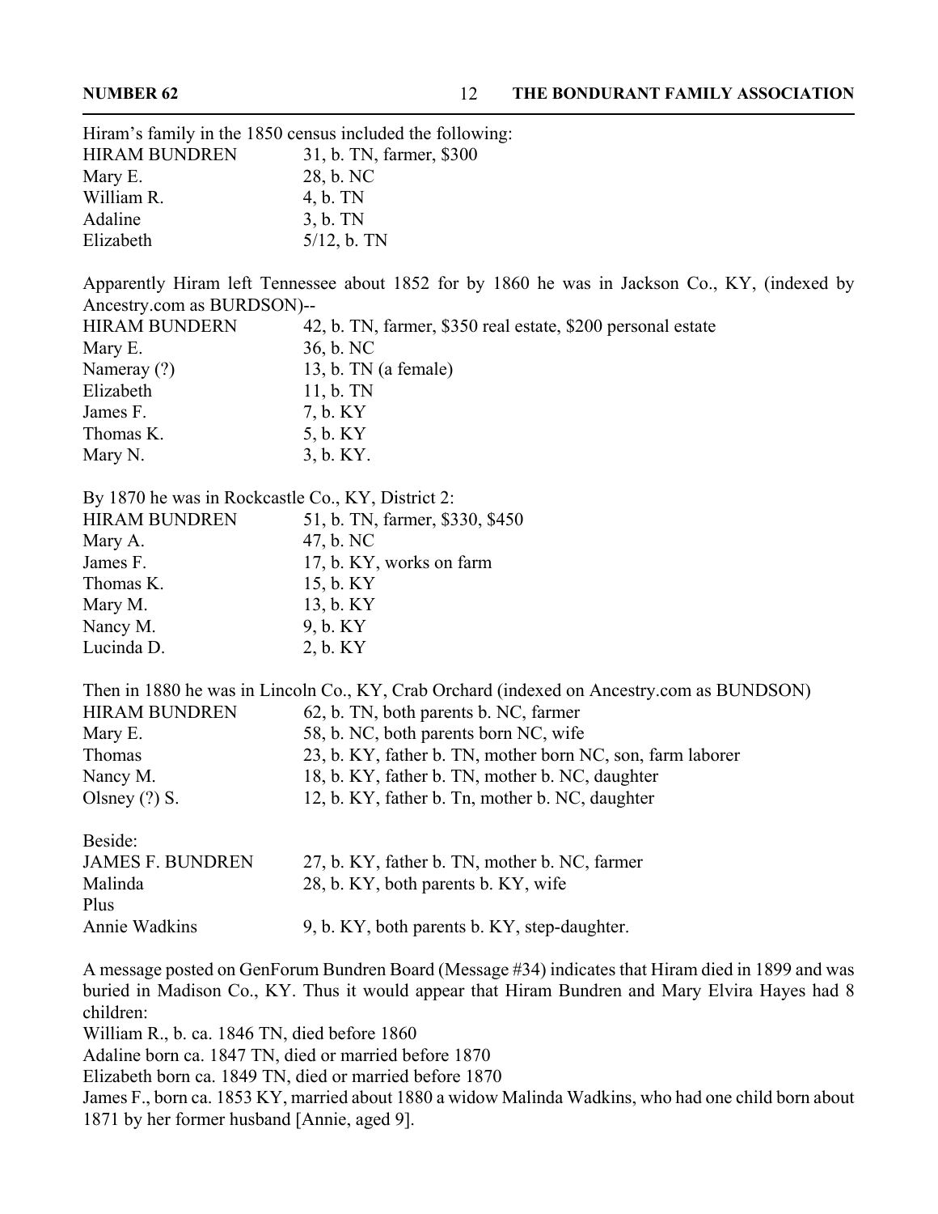Hiram's family in the 1850 census included the following:

| | |
|---|---|
| HIRAM BUNDREN | 31, b. TN, farmer, $300 |
| Mary E. | 28, b. NC |
| William R. | 4, b. TN |
| Adaline | 3, b. TN |
| Elizabeth | 5/12, b. TN |

Apparently Hiram left Tennessee about 1852 for by 1860 he was in Jackson Co., KY, (indexed by Ancestry.com as BURDSON)--

| | |
|---|---|
| HIRAM BUNDERN | 42, b. TN, farmer, $350 real estate, $200 personal estate |
| Mary E. | 36, b. NC |
| Nameray (?) | 13, b. TN (a female) |
| Elizabeth | 11, b. TN |
| James F. | 7, b. KY |
| Thomas K. | 5, b. KY |
| Mary N. | 3, b. KY. |

By 1870 he was in Rockcastle Co., KY, District 2:

| | |
|---|---|
| HIRAM BUNDREN | 51, b. TN, farmer, $330, $450 |
| Mary A. | 47, b. NC |
| James F. | 17, b. KY, works on farm |
| Thomas K. | 15, b. KY |
| Mary M. | 13, b. KY |
| Nancy M. | 9, b. KY |
| Lucinda D. | 2, b. KY |

Then in 1880 he was in Lincoln Co., KY, Crab Orchard (indexed on Ancestry.com as BUNDSON)

| | |
|---|---|
| HIRAM BUNDREN | 62, b. TN, both parents b. NC, farmer |
| Mary E. | 58, b. NC, both parents born NC, wife |
| Thomas | 23, b. KY, father b. TN, mother born NC, son, farm laborer |
| Nancy M. | 18, b. KY, father b. TN, mother b. NC, daughter |
| Olsney (?) S. | 12, b. KY, father b. Tn, mother b. NC, daughter |

Beside:

| | |
|---|---|
| JAMES F. BUNDREN | 27, b. KY, father b. TN, mother b. NC, farmer |
| Malinda | 28, b. KY, both parents b. KY, wife |
| Plus | |
| Annie Wadkins | 9, b. KY, both parents b. KY, step-daughter. |

A message posted on GenForum Bundren Board (Message #34) indicates that Hiram died in 1899 and was buried in Madison Co., KY. Thus it would appear that Hiram Bundren and Mary Elvira Hayes had 8 children:

William R., b. ca. 1846 TN, died before 1860
Adaline born ca. 1847 TN, died or married before 1870
Elizabeth born ca. 1849 TN, died or married before 1870
James F., born ca. 1853 KY, married about 1880 a widow Malinda Wadkins, who had one child born about 1871 by her former husband [Annie, aged 9].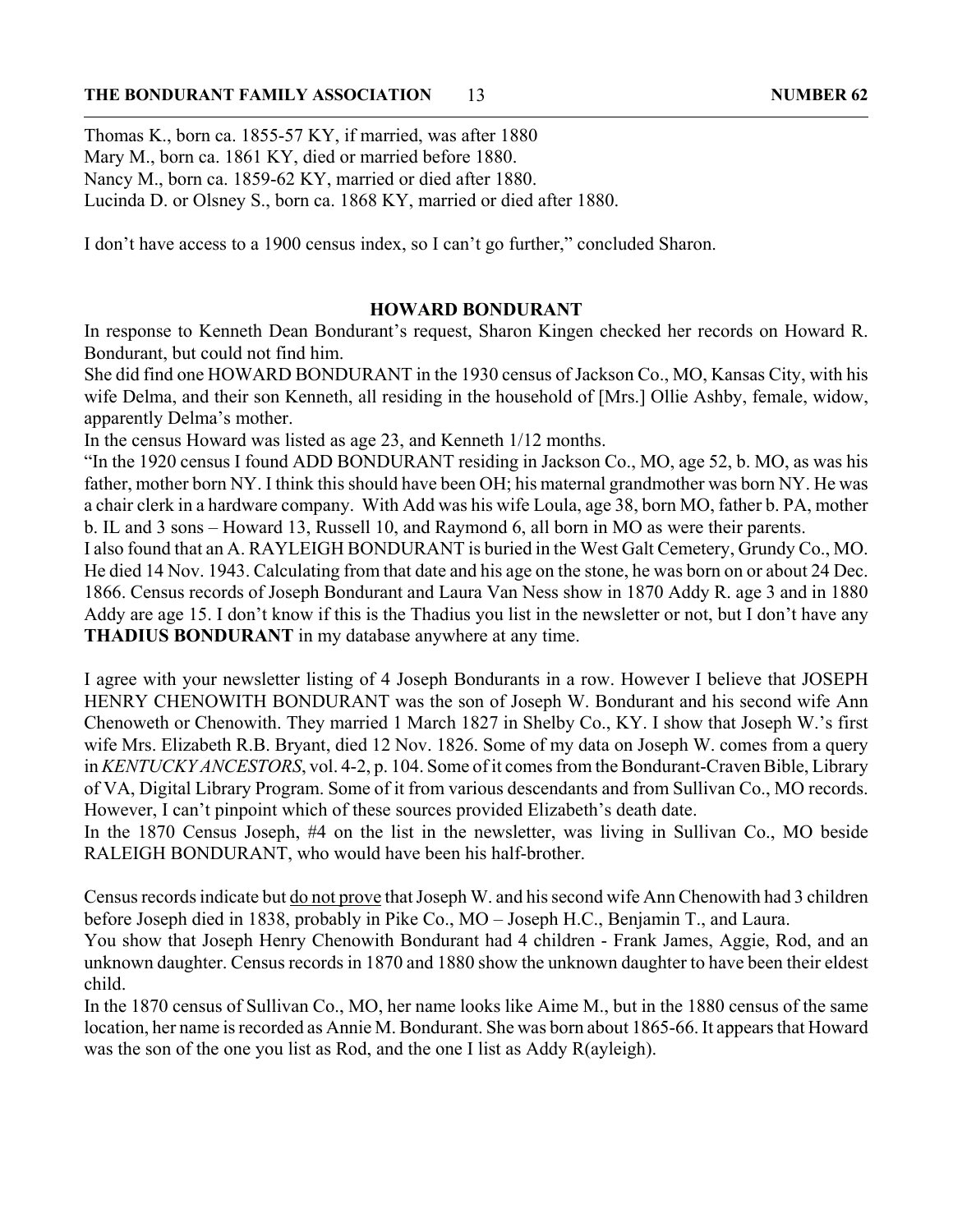Thomas K., born ca. 1855-57 KY, if married, was after 1880
Mary M., born ca. 1861 KY, died or married before 1880.
Nancy M., born ca. 1859-62 KY, married or died after 1880.
Lucinda D. or Olsney S., born ca. 1868 KY, married or died after 1880.

I don't have access to a 1900 census index, so I can't go further," concluded Sharon.

## HOWARD BONDURANT

In response to Kenneth Dean Bondurant's request, Sharon Kingen checked her records on Howard R. Bondurant, but could not find him.

She did find one HOWARD BONDURANT in the 1930 census of Jackson Co., MO, Kansas City, with his wife Delma, and their son Kenneth, all residing in the household of [Mrs.] Ollie Ashby, female, widow, apparently Delma's mother.

In the census Howard was listed as age 23, and Kenneth 1/12 months.

"In the 1920 census I found ADD BONDURANT residing in Jackson Co., MO, age 52, b. MO, as was his father, mother born NY. I think this should have been OH; his maternal grandmother was born NY. He was a chair clerk in a hardware company. With Add was his wife Loula, age 38, born MO, father b. PA, mother b. IL and 3 sons – Howard 13, Russell 10, and Raymond 6, all born in MO as were their parents.

I also found that an A. RAYLEIGH BONDURANT is buried in the West Galt Cemetery, Grundy Co., MO. He died 14 Nov. 1943. Calculating from that date and his age on the stone, he was born on or about 24 Dec. 1866. Census records of Joseph Bondurant and Laura Van Ness show in 1870 Addy R. age 3 and in 1880 Addy are age 15. I don't know if this is the Thadius you list in the newsletter or not, but I don't have any **THADIUS BONDURANT** in my database anywhere at any time.

I agree with your newsletter listing of 4 Joseph Bondurants in a row. However I believe that JOSEPH HENRY CHENOWITH BONDURANT was the son of Joseph W. Bondurant and his second wife Ann Chenoweth or Chenowith. They married 1 March 1827 in Shelby Co., KY. I show that Joseph W.'s first wife Mrs. Elizabeth R.B. Bryant, died 12 Nov. 1826. Some of my data on Joseph W. comes from a query in *KENTUCKY ANCESTORS*, vol. 4-2, p. 104. Some of it comes from the Bondurant-Craven Bible, Library of VA, Digital Library Program. Some of it from various descendants and from Sullivan Co., MO records. However, I can't pinpoint which of these sources provided Elizabeth's death date.

In the 1870 Census Joseph, #4 on the list in the newsletter, was living in Sullivan Co., MO beside RALEIGH BONDURANT, who would have been his half-brother.

Census records indicate but <u>do not prove</u> that Joseph W. and his second wife Ann Chenowith had 3 children before Joseph died in 1838, probably in Pike Co., MO – Joseph H.C., Benjamin T., and Laura.

You show that Joseph Henry Chenowith Bondurant had 4 children - Frank James, Aggie, Rod, and an unknown daughter. Census records in 1870 and 1880 show the unknown daughter to have been their eldest child.

In the 1870 census of Sullivan Co., MO, her name looks like Aime M., but in the 1880 census of the same location, her name is recorded as Annie M. Bondurant. She was born about 1865-66. It appears that Howard was the son of the one you list as Rod, and the one I list as Addy R(ayleigh).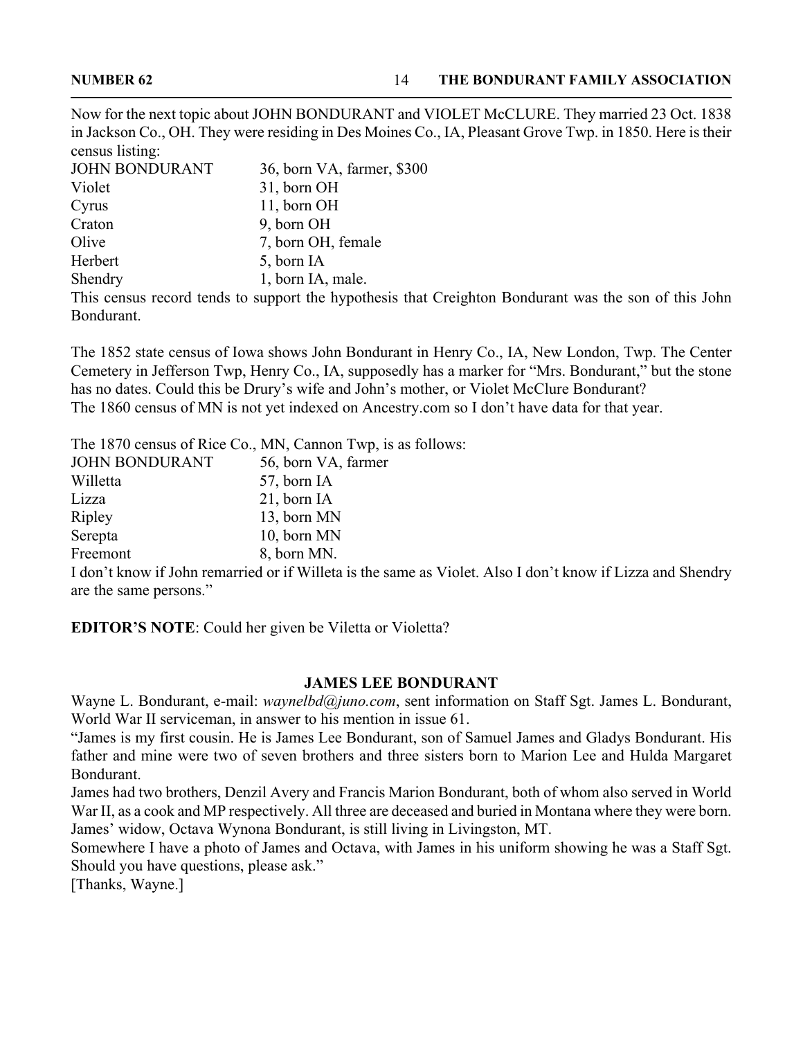Now for the next topic about JOHN BONDURANT and VIOLET McCLURE. They married 23 Oct. 1838 in Jackson Co., OH. They were residing in Des Moines Co., IA, Pleasant Grove Twp. in 1850. Here is their census listing:

| | |
|---|---|
| JOHN BONDURANT | 36, born VA, farmer, $300 |
| Violet | 31, born OH |
| Cyrus | 11, born OH |
| Craton | 9, born OH |
| Olive | 7, born OH, female |
| Herbert | 5, born IA |
| Shendry | 1, born IA, male. |

This census record tends to support the hypothesis that Creighton Bondurant was the son of this John Bondurant.

The 1852 state census of Iowa shows John Bondurant in Henry Co., IA, New London, Twp. The Center Cemetery in Jefferson Twp, Henry Co., IA, supposedly has a marker for "Mrs. Bondurant," but the stone has no dates. Could this be Drury's wife and John's mother, or Violet McClure Bondurant?
The 1860 census of MN is not yet indexed on Ancestry.com so I don't have data for that year.

The 1870 census of Rice Co., MN, Cannon Twp, is as follows:

| | |
|---|---|
| JOHN BONDURANT | 56, born VA, farmer |
| Willetta | 57, born IA |
| Lizza | 21, born IA |
| Ripley | 13, born MN |
| Serepta | 10, born MN |
| Freemont | 8, born MN. |

I don't know if John remarried or if Willeta is the same as Violet. Also I don't know if Lizza and Shendry are the same persons."

**EDITOR'S NOTE**: Could her given be Viletta or Violetta?

## JAMES LEE BONDURANT

Wayne L. Bondurant, e-mail: *waynelbd@juno.com*, sent information on Staff Sgt. James L. Bondurant, World War II serviceman, in answer to his mention in issue 61.

"James is my first cousin. He is James Lee Bondurant, son of Samuel James and Gladys Bondurant. His father and mine were two of seven brothers and three sisters born to Marion Lee and Hulda Margaret Bondurant.

James had two brothers, Denzil Avery and Francis Marion Bondurant, both of whom also served in World War II, as a cook and MP respectively. All three are deceased and buried in Montana where they were born. James' widow, Octava Wynona Bondurant, is still living in Livingston, MT.

Somewhere I have a photo of James and Octava, with James in his uniform showing he was a Staff Sgt. Should you have questions, please ask."

[Thanks, Wayne.]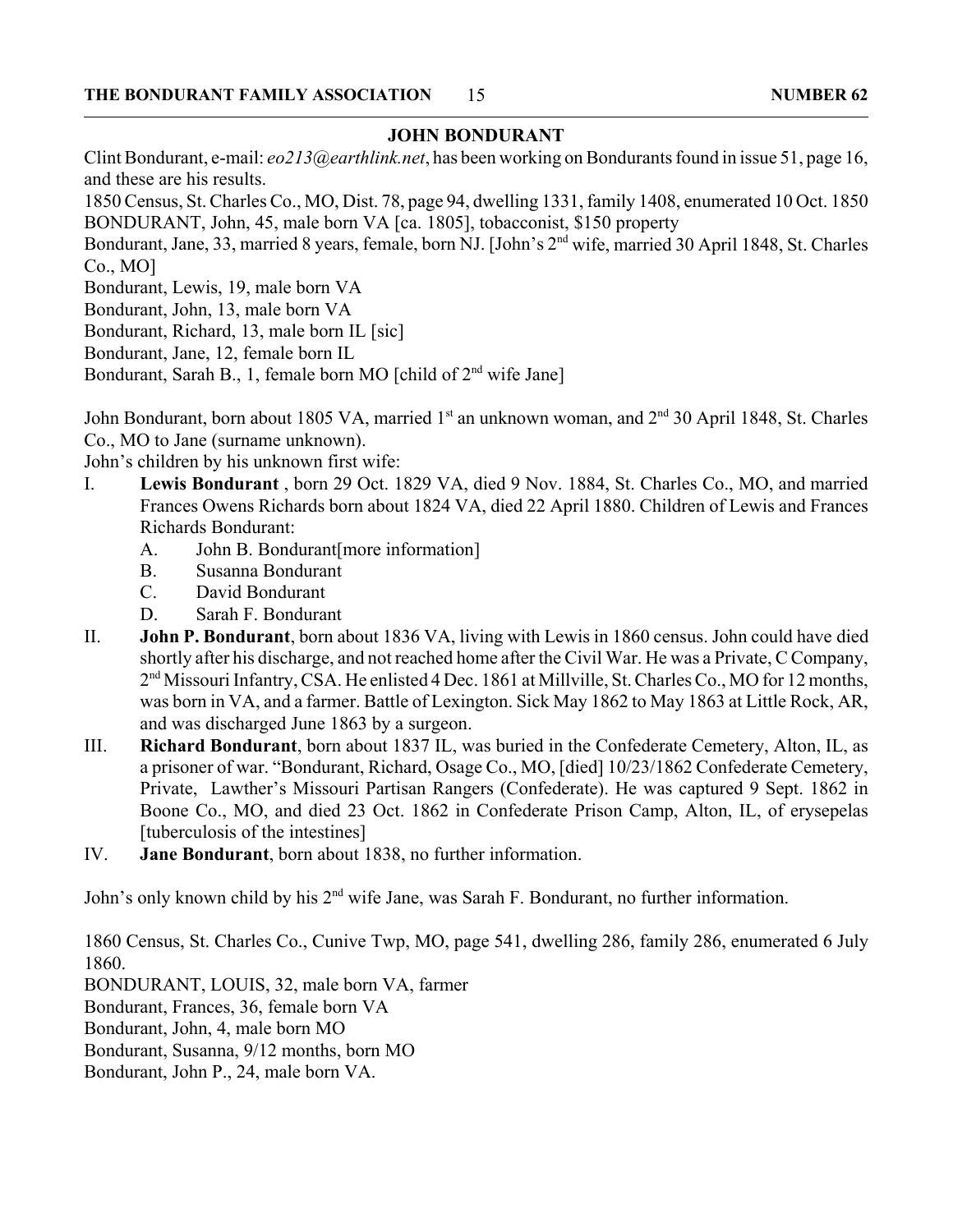## JOHN BONDURANT

Clint Bondurant, e-mail: *eo213@earthlink.net*, has been working on Bondurants found in issue 51, page 16, and these are his results.

1850 Census, St. Charles Co., MO, Dist. 78, page 94, dwelling 1331, family 1408, enumerated 10 Oct. 1850
BONDURANT, John, 45, male born VA [ca. 1805], tobacconist, $150 property
Bondurant, Jane, 33, married 8 years, female, born NJ. [John's 2nd wife, married 30 April 1848, St. Charles Co., MO]
Bondurant, Lewis, 19, male born VA
Bondurant, John, 13, male born VA
Bondurant, Richard, 13, male born IL [sic]
Bondurant, Jane, 12, female born IL
Bondurant, Sarah B., 1, female born MO [child of 2nd wife Jane]

John Bondurant, born about 1805 VA, married 1st an unknown woman, and 2nd 30 April 1848, St. Charles Co., MO to Jane (surname unknown).

John's children by his unknown first wife:

I. **Lewis Bondurant** , born 29 Oct. 1829 VA, died 9 Nov. 1884, St. Charles Co., MO, and married Frances Owens Richards born about 1824 VA, died 22 April 1880. Children of Lewis and Frances Richards Bondurant:
   - A. John B. Bondurant[more information]
   - B. Susanna Bondurant
   - C. David Bondurant
   - D. Sarah F. Bondurant

II. **John P. Bondurant**, born about 1836 VA, living with Lewis in 1860 census. John could have died shortly after his discharge, and not reached home after the Civil War. He was a Private, C Company, 2nd Missouri Infantry, CSA. He enlisted 4 Dec. 1861 at Millville, St. Charles Co., MO for 12 months, was born in VA, and a farmer. Battle of Lexington. Sick May 1862 to May 1863 at Little Rock, AR, and was discharged June 1863 by a surgeon.

III. **Richard Bondurant**, born about 1837 IL, was buried in the Confederate Cemetery, Alton, IL, as a prisoner of war. "Bondurant, Richard, Osage Co., MO, [died] 10/23/1862 Confederate Cemetery, Private, Lawther's Missouri Partisan Rangers (Confederate). He was captured 9 Sept. 1862 in Boone Co., MO, and died 23 Oct. 1862 in Confederate Prison Camp, Alton, IL, of erysepelas [tuberculosis of the intestines]

IV. **Jane Bondurant**, born about 1838, no further information.

John's only known child by his 2nd wife Jane, was Sarah F. Bondurant, no further information.

1860 Census, St. Charles Co., Cunive Twp, MO, page 541, dwelling 286, family 286, enumerated 6 July 1860.
BONDURANT, LOUIS, 32, male born VA, farmer
Bondurant, Frances, 36, female born VA
Bondurant, John, 4, male born MO
Bondurant, Susanna, 9/12 months, born MO
Bondurant, John P., 24, male born VA.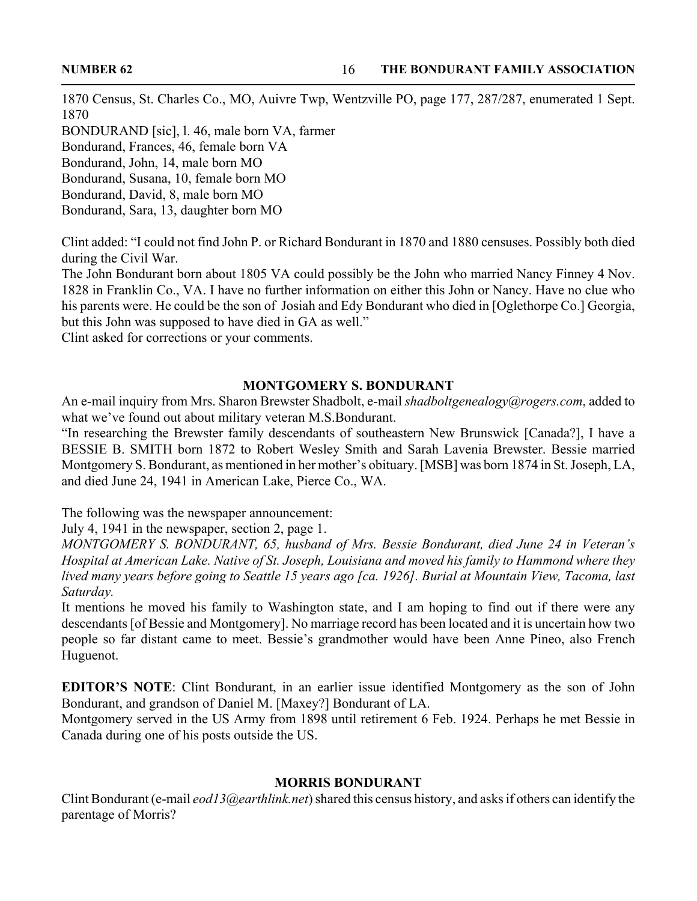1870 Census, St. Charles Co., MO, Auivre Twp, Wentzville PO, page 177, 287/287, enumerated 1 Sept. 1870

BONDURAND [sic], l. 46, male born VA, farmer
Bondurand, Frances, 46, female born VA
Bondurand, John, 14, male born MO
Bondurand, Susana, 10, female born MO
Bondurand, David, 8, male born MO
Bondurand, Sara, 13, daughter born MO

Clint added: "I could not find John P. or Richard Bondurant in 1870 and 1880 censuses. Possibly both died during the Civil War.

The John Bondurant born about 1805 VA could possibly be the John who married Nancy Finney 4 Nov. 1828 in Franklin Co., VA. I have no further information on either this John or Nancy. Have no clue who his parents were. He could be the son of Josiah and Edy Bondurant who died in [Oglethorpe Co.] Georgia, but this John was supposed to have died in GA as well."

Clint asked for corrections or your comments.

## MONTGOMERY S. BONDURANT

An e-mail inquiry from Mrs. Sharon Brewster Shadbolt, e-mail *shadboltgenealogy@rogers.com*, added to what we've found out about military veteran M.S.Bondurant.

"In researching the Brewster family descendants of southeastern New Brunswick [Canada?], I have a BESSIE B. SMITH born 1872 to Robert Wesley Smith and Sarah Lavenia Brewster. Bessie married Montgomery S. Bondurant, as mentioned in her mother's obituary. [MSB] was born 1874 in St. Joseph, LA, and died June 24, 1941 in American Lake, Pierce Co., WA.

The following was the newspaper announcement:

July 4, 1941 in the newspaper, section 2, page 1.

*MONTGOMERY S. BONDURANT, 65, husband of Mrs. Bessie Bondurant, died June 24 in Veteran's Hospital at American Lake. Native of St. Joseph, Louisiana and moved his family to Hammond where they lived many years before going to Seattle 15 years ago [ca. 1926]. Burial at Mountain View, Tacoma, last Saturday.*

It mentions he moved his family to Washington state, and I am hoping to find out if there were any descendants [of Bessie and Montgomery]. No marriage record has been located and it is uncertain how two people so far distant came to meet. Bessie's grandmother would have been Anne Pineo, also French Huguenot.

**EDITOR'S NOTE**: Clint Bondurant, in an earlier issue identified Montgomery as the son of John Bondurant, and grandson of Daniel M. [Maxey?] Bondurant of LA.

Montgomery served in the US Army from 1898 until retirement 6 Feb. 1924. Perhaps he met Bessie in Canada during one of his posts outside the US.

## MORRIS BONDURANT

Clint Bondurant (e-mail *eod13@earthlink.net*) shared this census history, and asks if others can identify the parentage of Morris?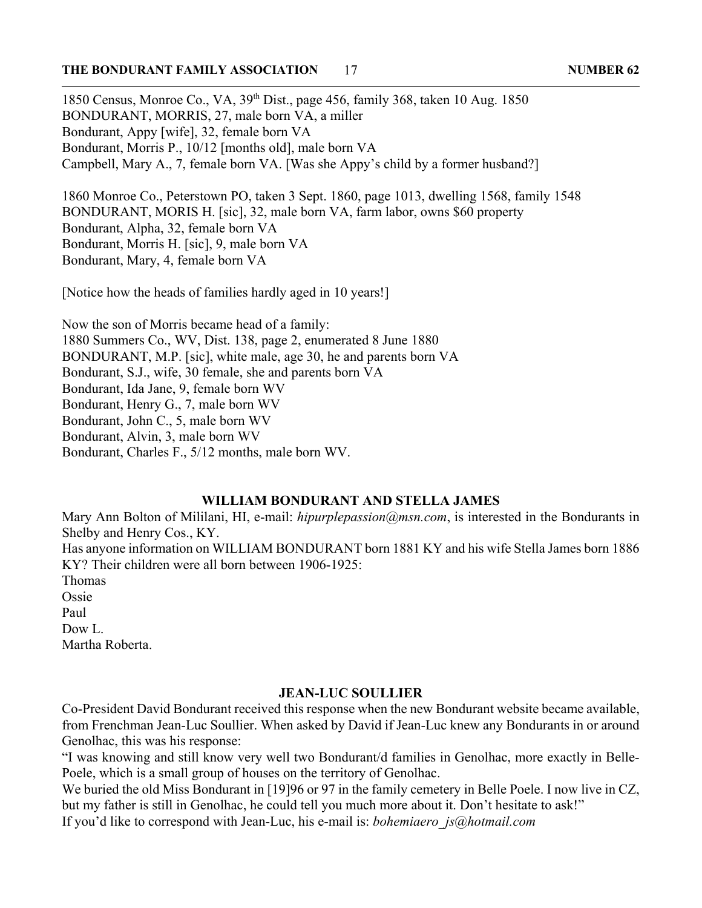1850 Census, Monroe Co., VA, 39th Dist., page 456, family 368, taken 10 Aug. 1850
BONDURANT, MORRIS, 27, male born VA, a miller
Bondurant, Appy [wife], 32, female born VA
Bondurant, Morris P., 10/12 [months old], male born VA
Campbell, Mary A., 7, female born VA. [Was she Appy's child by a former husband?]

1860 Monroe Co., Peterstown PO, taken 3 Sept. 1860, page 1013, dwelling 1568, family 1548
BONDURANT, MORIS H. [sic], 32, male born VA, farm labor, owns $60 property
Bondurant, Alpha, 32, female born VA
Bondurant, Morris H. [sic], 9, male born VA
Bondurant, Mary, 4, female born VA

[Notice how the heads of families hardly aged in 10 years!]

Now the son of Morris became head of a family:
1880 Summers Co., WV, Dist. 138, page 2, enumerated 8 June 1880
BONDURANT, M.P. [sic], white male, age 30, he and parents born VA
Bondurant, S.J., wife, 30 female, she and parents born VA
Bondurant, Ida Jane, 9, female born WV
Bondurant, Henry G., 7, male born WV
Bondurant, John C., 5, male born WV
Bondurant, Alvin, 3, male born WV
Bondurant, Charles F., 5/12 months, male born WV.

## WILLIAM BONDURANT AND STELLA JAMES

Mary Ann Bolton of Mililani, HI, e-mail: *hipurplepassion@msn.com*, is interested in the Bondurants in Shelby and Henry Cos., KY.

Has anyone information on WILLIAM BONDURANT born 1881 KY and his wife Stella James born 1886 KY? Their children were all born between 1906-1925:

Thomas
Ossie
Paul
Dow L.
Martha Roberta.

## JEAN-LUC SOULLIER

Co-President David Bondurant received this response when the new Bondurant website became available, from Frenchman Jean-Luc Soullier. When asked by David if Jean-Luc knew any Bondurants in or around Genolhac, this was his response:

"I was knowing and still know very well two Bondurant/d families in Genolhac, more exactly in Belle-Poele, which is a small group of houses on the territory of Genolhac.

We buried the old Miss Bondurant in [19]96 or 97 in the family cemetery in Belle Poele. I now live in CZ, but my father is still in Genolhac, he could tell you much more about it. Don't hesitate to ask!"

If you'd like to correspond with Jean-Luc, his e-mail is: *bohemiaero_js@hotmail.com*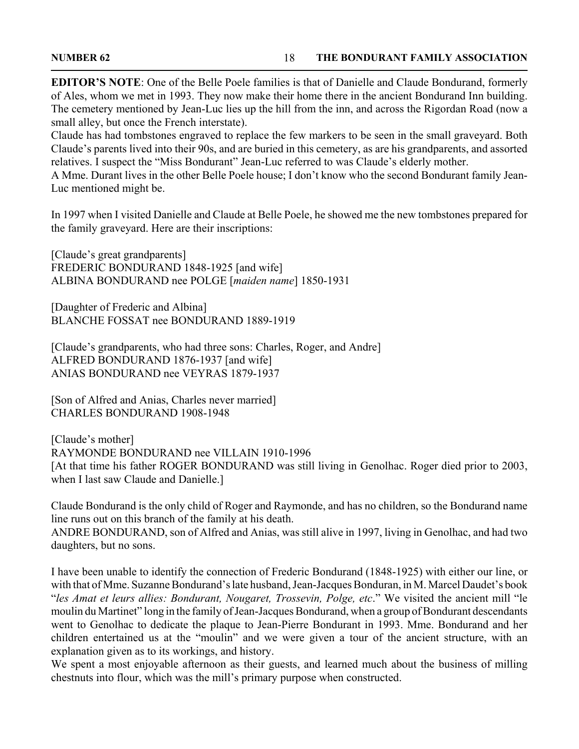**EDITOR'S NOTE**: One of the Belle Poele families is that of Danielle and Claude Bondurand, formerly of Ales, whom we met in 1993. They now make their home there in the ancient Bondurand Inn building. The cemetery mentioned by Jean-Luc lies up the hill from the inn, and across the Rigordan Road (now a small alley, but once the French interstate).

Claude has had tombstones engraved to replace the few markers to be seen in the small graveyard. Both Claude's parents lived into their 90s, and are buried in this cemetery, as are his grandparents, and assorted relatives. I suspect the "Miss Bondurant" Jean-Luc referred to was Claude's elderly mother.

A Mme. Durant lives in the other Belle Poele house; I don't know who the second Bondurant family Jean-Luc mentioned might be.

In 1997 when I visited Danielle and Claude at Belle Poele, he showed me the new tombstones prepared for the family graveyard. Here are their inscriptions:

[Claude's great grandparents]
FREDERIC BONDURAND 1848-1925 [and wife]
ALBINA BONDURAND nee POLGE [*maiden name*] 1850-1931

[Daughter of Frederic and Albina]
BLANCHE FOSSAT nee BONDURAND 1889-1919

[Claude's grandparents, who had three sons: Charles, Roger, and Andre]
ALFRED BONDURAND 1876-1937 [and wife]
ANIAS BONDURAND nee VEYRAS 1879-1937

[Son of Alfred and Anias, Charles never married]
CHARLES BONDURAND 1908-1948

[Claude's mother]
RAYMONDE BONDURAND nee VILLAIN 1910-1996
[At that time his father ROGER BONDURAND was still living in Genolhac. Roger died prior to 2003, when I last saw Claude and Danielle.]

Claude Bondurand is the only child of Roger and Raymonde, and has no children, so the Bondurand name line runs out on this branch of the family at his death.

ANDRE BONDURAND, son of Alfred and Anias, was still alive in 1997, living in Genolhac, and had two daughters, but no sons.

I have been unable to identify the connection of Frederic Bondurand (1848-1925) with either our line, or with that of Mme. Suzanne Bondurand's late husband, Jean-Jacques Bonduran, in M. Marcel Daudet's book "*les Amat et leurs allies: Bondurant, Nougaret, Trossevin, Polge, etc*." We visited the ancient mill "le moulin du Martinet" long in the family of Jean-Jacques Bondurand, when a group of Bondurant descendants went to Genolhac to dedicate the plaque to Jean-Pierre Bondurant in 1993. Mme. Bondurand and her children entertained us at the "moulin" and we were given a tour of the ancient structure, with an explanation given as to its workings, and history.

We spent a most enjoyable afternoon as their guests, and learned much about the business of milling chestnuts into flour, which was the mill's primary purpose when constructed.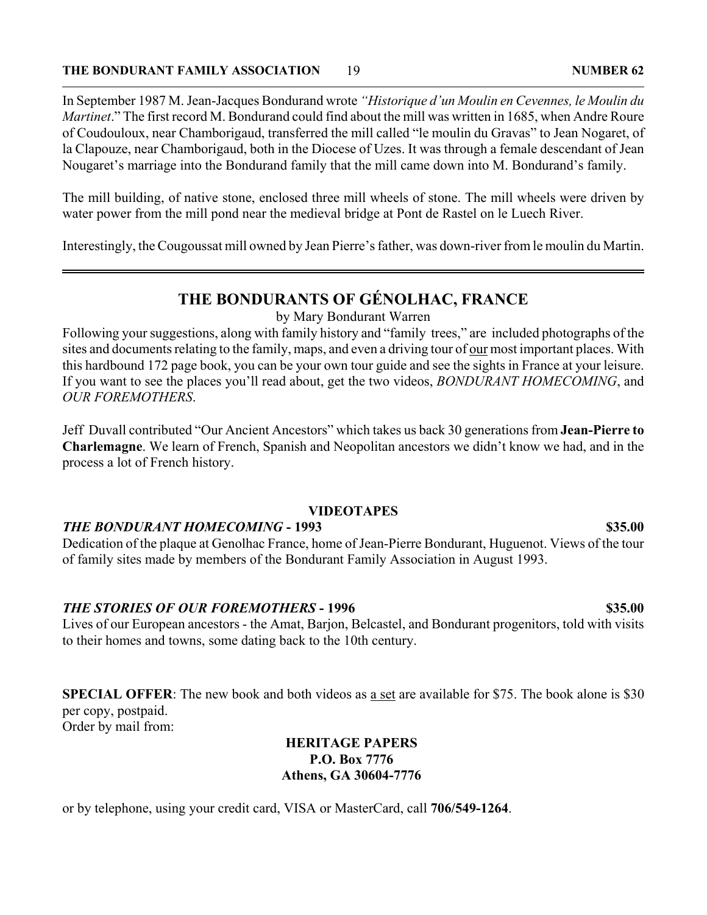In September 1987 M. Jean-Jacques Bondurand wrote *"Historique d'un Moulin en Cevennes, le Moulin du Martinet*." The first record M. Bondurand could find about the mill was written in 1685, when Andre Roure of Coudouloux, near Chamborigaud, transferred the mill called "le moulin du Gravas" to Jean Nogaret, of la Clapouze, near Chamborigaud, both in the Diocese of Uzes. It was through a female descendant of Jean Nougaret's marriage into the Bondurand family that the mill came down into M. Bondurand's family.

The mill building, of native stone, enclosed three mill wheels of stone. The mill wheels were driven by water power from the mill pond near the medieval bridge at Pont de Rastel on le Luech River.

Interestingly, the Cougoussat mill owned by Jean Pierre's father, was down-river from le moulin du Martin.

---

## THE BONDURANTS OF GÉNOLHAC, FRANCE

by Mary Bondurant Warren

Following your suggestions, along with family history and "family trees," are included photographs of the sites and documents relating to the family, maps, and even a driving tour of <u>our</u> most important places. With this hardbound 172 page book, you can be your own tour guide and see the sights in France at your leisure. If you want to see the places you'll read about, get the two videos, *BONDURANT HOMECOMING*, and *OUR FOREMOTHERS*.

Jeff Duvall contributed "Our Ancient Ancestors" which takes us back 30 generations from **Jean-Pierre to Charlemagne**. We learn of French, Spanish and Neopolitan ancestors we didn't know we had, and in the process a lot of French history.

### VIDEOTAPES

***THE BONDURANT HOMECOMING* - 1993** **$35.00**

Dedication of the plaque at Genolhac France, home of Jean-Pierre Bondurant, Huguenot. Views of the tour of family sites made by members of the Bondurant Family Association in August 1993.

***THE STORIES OF OUR FOREMOTHERS* - 1996** **$35.00**

Lives of our European ancestors - the Amat, Barjon, Belcastel, and Bondurant progenitors, told with visits to their homes and towns, some dating back to the 10th century.

**SPECIAL OFFER**: The new book and both videos as <u>a set</u> are available for $75. The book alone is $30 per copy, postpaid.

Order by mail from:

**HERITAGE PAPERS**
**P.O. Box 7776**
**Athens, GA 30604-7776**

or by telephone, using your credit card, VISA or MasterCard, call **706/549-1264**.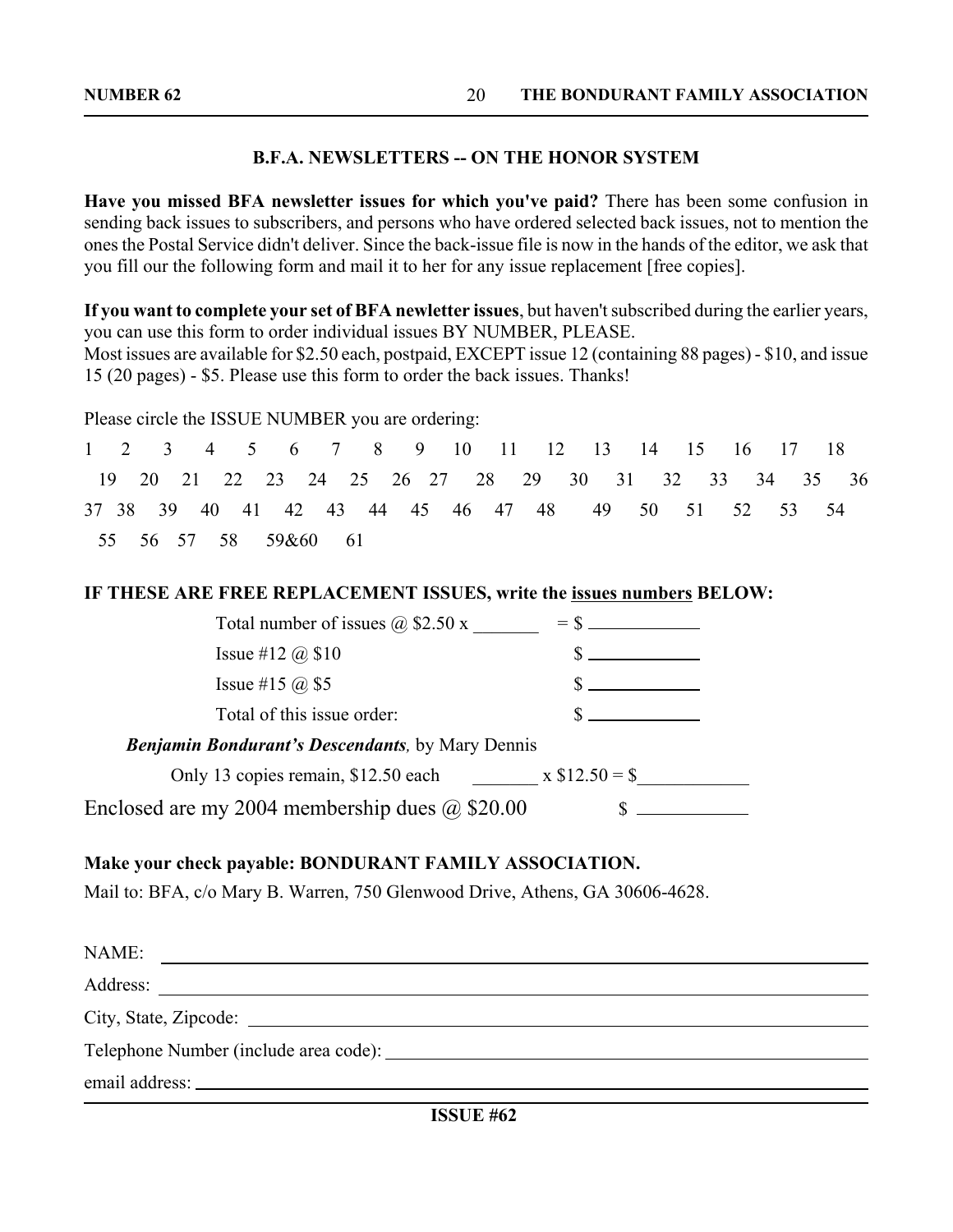## B.F.A. NEWSLETTERS -- ON THE HONOR SYSTEM

**Have you missed BFA newsletter issues for which you've paid?** There has been some confusion in sending back issues to subscribers, and persons who have ordered selected back issues, not to mention the ones the Postal Service didn't deliver. Since the back-issue file is now in the hands of the editor, we ask that you fill our the following form and mail it to her for any issue replacement [free copies].

**If you want to complete your set of BFA newletter issues**, but haven't subscribed during the earlier years, you can use this form to order individual issues BY NUMBER, PLEASE.
Most issues are available for $2.50 each, postpaid, EXCEPT issue 12 (containing 88 pages) - $10, and issue 15 (20 pages) - $5. Please use this form to order the back issues. Thanks!

Please circle the ISSUE NUMBER you are ordering:

1 2 3 4 5 6 7 8 9 10 11 12 13 14 15 16 17 18
19 20 21 22 23 24 25 26 27 28 29 30 31 32 33 34 35 36
37 38 39 40 41 42 43 44 45 46 47 48 49 50 51 52 53 54
55 56 57 58 59&60 61

**IF THESE ARE FREE REPLACEMENT ISSUES, write the issues numbers BELOW:**

Total number of issues @ $2.50 x _______ = $ ___________

Issue #12 @ $10 $ ___________

Issue #15 @ $5 $ ___________

Total of this issue order: $ ___________

***Benjamin Bondurant's Descendants,*** by Mary Dennis

Only 13 copies remain, $12.50 each _______ x $12.50 = $___________

Enclosed are my 2004 membership dues @ $20.00 $ ___________

**Make your check payable: BONDURANT FAMILY ASSOCIATION.**

Mail to: BFA, c/o Mary B. Warren, 750 Glenwood Drive, Athens, GA 30606-4628.

NAME: ___________________________________________

Address: ___________________________________________

City, State, Zipcode: ___________________________________________

Telephone Number (include area code): ___________________________________________

email address: ___________________________________________

**ISSUE #62**